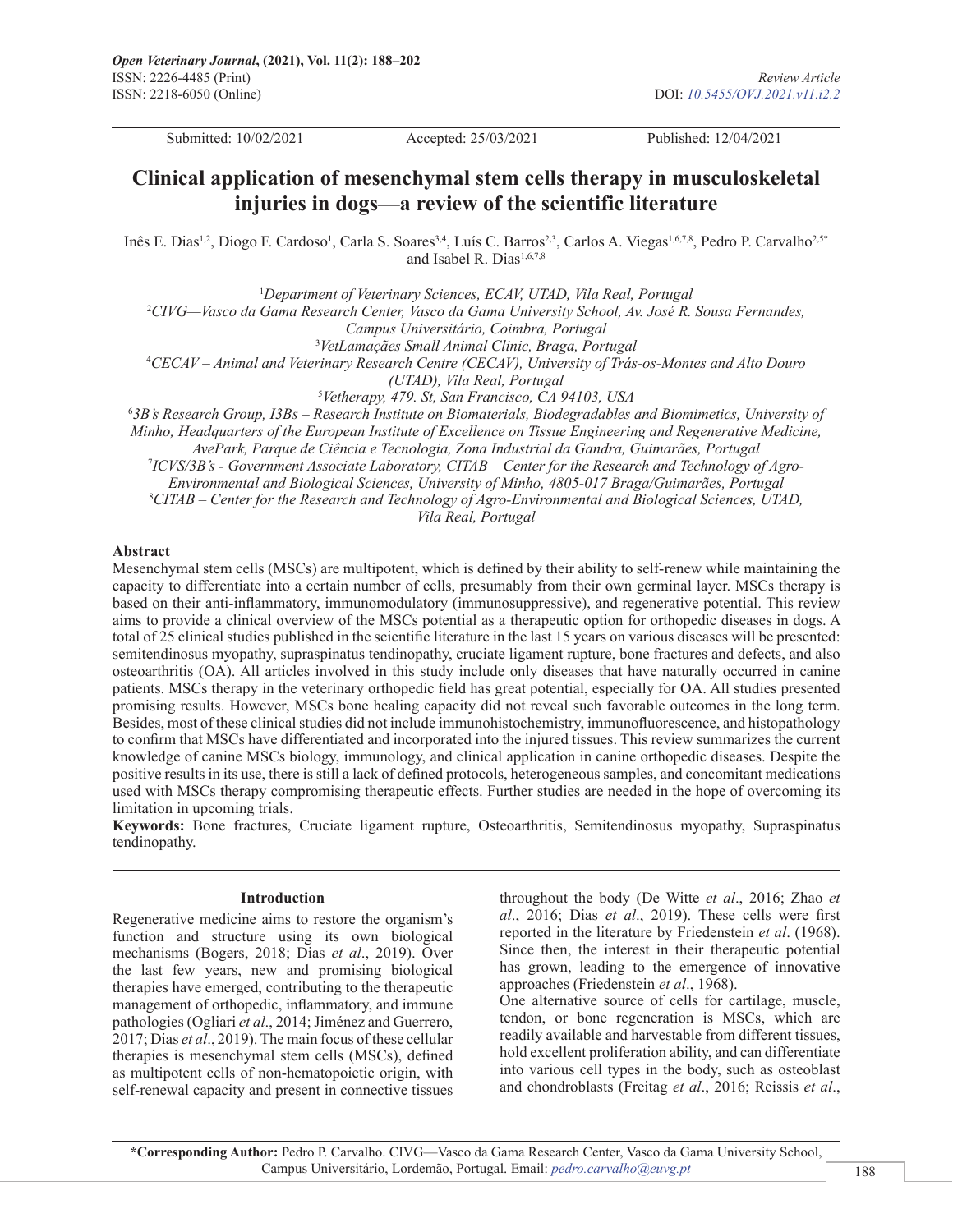Submitted: 10/02/2021 Accepted: 25/03/2021 Published: 12/04/2021

# Clinical application of mesenchymal stem cells therapy in musculoskeletal injuries in dogs—a review of the scientific literature

Inês E. Dias[1,2], Diogo F. Cardoso[1], Carla S. Soares[3,4], Luís C. Barros[2,3], Carlos A. Viegas[1,6,7,8], Pedro P. Carvalho[2,5*] and Isabel R. Dias[1,6,7,8]

[1]*Department of Veterinary Sciences, ECAV, UTAD, Vila Real, Portugal*
[2]*CIVG—Vasco da Gama Research Center, Vasco da Gama University School, Av. José R. Sousa Fernandes, Campus Universitário, Coimbra, Portugal*
[3]*VetLamações Small Animal Clinic, Braga, Portugal*
[4]*CECAV – Animal and Veterinary Research Centre (CECAV), University of Trás-os-Montes and Alto Douro (UTAD), Vila Real, Portugal*
[5]*Vetherapy, 479. St, San Francisco, CA 94103, USA*
[6]*3B's Research Group, I3Bs – Research Institute on Biomaterials, Biodegradables and Biomimetics, University of Minho, Headquarters of the European Institute of Excellence on Tissue Engineering and Regenerative Medicine, AvePark, Parque de Ciência e Tecnologia, Zona Industrial da Gandra, Guimarães, Portugal*
[7]*ICVS/3B's - Government Associate Laboratory, CITAB – Center for the Research and Technology of Agro-Environmental and Biological Sciences, University of Minho, 4805-017 Braga/Guimarães, Portugal*
[8]*CITAB – Center for the Research and Technology of Agro-Environmental and Biological Sciences, UTAD, Vila Real, Portugal*

## Abstract

Mesenchymal stem cells (MSCs) are multipotent, which is defined by their ability to self-renew while maintaining the capacity to differentiate into a certain number of cells, presumably from their own germinal layer. MSCs therapy is based on their anti-inflammatory, immunomodulatory (immunosuppressive), and regenerative potential. This review aims to provide a clinical overview of the MSCs potential as a therapeutic option for orthopedic diseases in dogs. A total of 25 clinical studies published in the scientific literature in the last 15 years on various diseases will be presented: semitendinosus myopathy, supraspinatus tendinopathy, cruciate ligament rupture, bone fractures and defects, and also osteoarthritis (OA). All articles involved in this study include only diseases that have naturally occurred in canine patients. MSCs therapy in the veterinary orthopedic field has great potential, especially for OA. All studies presented promising results. However, MSCs bone healing capacity did not reveal such favorable outcomes in the long term. Besides, most of these clinical studies did not include immunohistochemistry, immunofluorescence, and histopathology to confirm that MSCs have differentiated and incorporated into the injured tissues. This review summarizes the current knowledge of canine MSCs biology, immunology, and clinical application in canine orthopedic diseases. Despite the positive results in its use, there is still a lack of defined protocols, heterogeneous samples, and concomitant medications used with MSCs therapy compromising therapeutic effects. Further studies are needed in the hope of overcoming its limitation in upcoming trials.

**Keywords:** Bone fractures, Cruciate ligament rupture, Osteoarthritis, Semitendinosus myopathy, Supraspinatus tendinopathy.

## Introduction

Regenerative medicine aims to restore the organism's function and structure using its own biological mechanisms (Bogers, 2018; Dias *et al*., 2019). Over the last few years, new and promising biological therapies have emerged, contributing to the therapeutic management of orthopedic, inflammatory, and immune pathologies (Ogliari *et al*., 2014; Jiménez and Guerrero, 2017; Dias *et al*., 2019). The main focus of these cellular therapies is mesenchymal stem cells (MSCs), defined as multipotent cells of non-hematopoietic origin, with self-renewal capacity and present in connective tissues throughout the body (De Witte *et al*., 2016; Zhao *et al*., 2016; Dias *et al*., 2019). These cells were first reported in the literature by Friedenstein *et al*. (1968). Since then, the interest in their therapeutic potential has grown, leading to the emergence of innovative approaches (Friedenstein *et al*., 1968).

One alternative source of cells for cartilage, muscle, tendon, or bone regeneration is MSCs, which are readily available and harvestable from different tissues, hold excellent proliferation ability, and can differentiate into various cell types in the body, such as osteoblast and chondroblasts (Freitag *et al*., 2016; Reissis *et al*.,

\*Corresponding Author: Pedro P. Carvalho. CIVG—Vasco da Gama Research Center, Vasco da Gama University School, Campus Universitário, Lordemão, Portugal. Email: *pedro.carvalho@euvg.pt*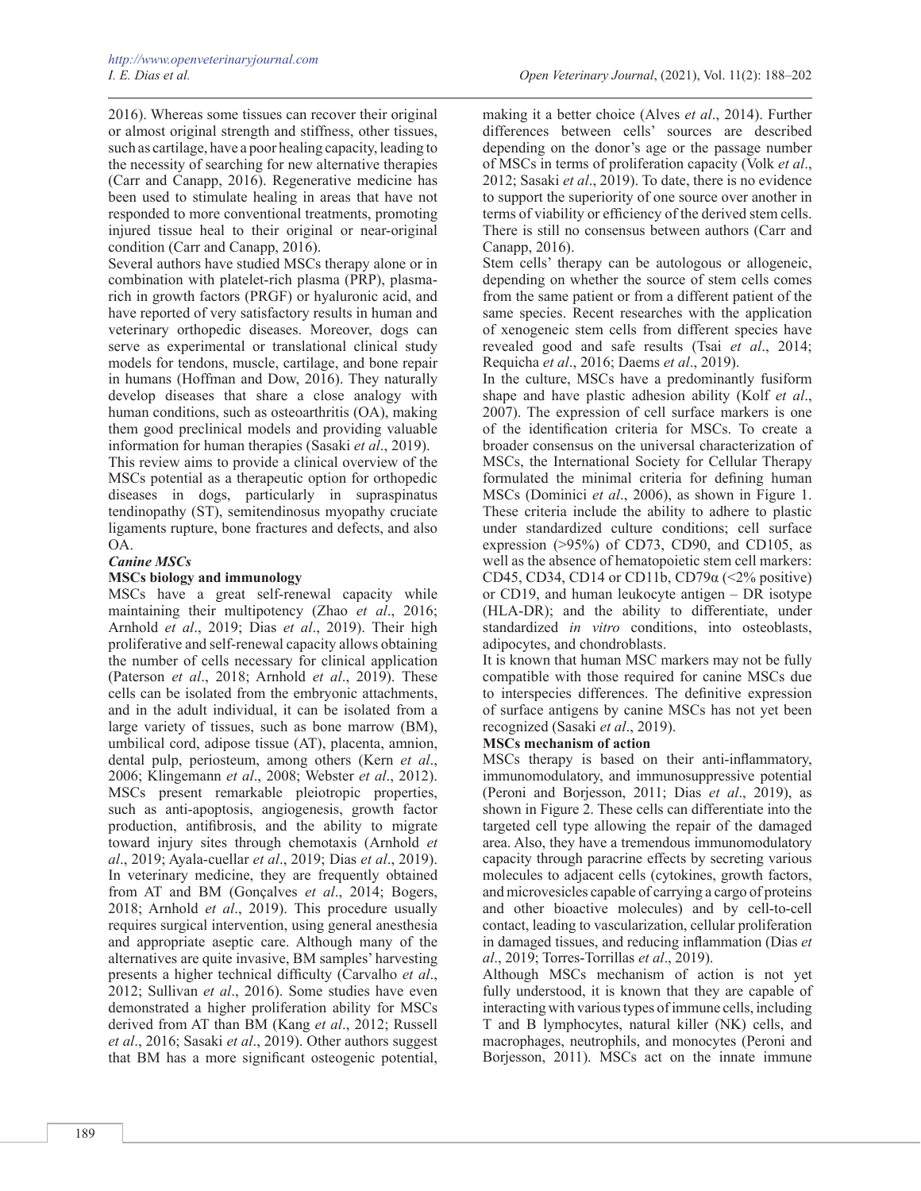2016). Whereas some tissues can recover their original or almost original strength and stiffness, other tissues, such as cartilage, have a poor healing capacity, leading to the necessity of searching for new alternative therapies (Carr and Canapp, 2016). Regenerative medicine has been used to stimulate healing in areas that have not responded to more conventional treatments, promoting injured tissue heal to their original or near-original condition (Carr and Canapp, 2016).

Several authors have studied MSCs therapy alone or in combination with platelet-rich plasma (PRP), plasma-rich in growth factors (PRGF) or hyaluronic acid, and have reported of very satisfactory results in human and veterinary orthopedic diseases. Moreover, dogs can serve as experimental or translational clinical study models for tendons, muscle, cartilage, and bone repair in humans (Hoffman and Dow, 2016). They naturally develop diseases that share a close analogy with human conditions, such as osteoarthritis (OA), making them good preclinical models and providing valuable information for human therapies (Sasaki *et al*., 2019).

This review aims to provide a clinical overview of the MSCs potential as a therapeutic option for orthopedic diseases in dogs, particularly in supraspinatus tendinopathy (ST), semitendinosus myopathy cruciate ligaments rupture, bone fractures and defects, and also OA.

## *Canine MSCs*

### MSCs biology and immunology

MSCs have a great self-renewal capacity while maintaining their multipotency (Zhao *et al*., 2016; Arnhold *et al*., 2019; Dias *et al*., 2019). Their high proliferative and self-renewal capacity allows obtaining the number of cells necessary for clinical application (Paterson *et al*., 2018; Arnhold *et al*., 2019). These cells can be isolated from the embryonic attachments, and in the adult individual, it can be isolated from a large variety of tissues, such as bone marrow (BM), umbilical cord, adipose tissue (AT), placenta, amnion, dental pulp, periosteum, among others (Kern *et al*., 2006; Klingemann *et al*., 2008; Webster *et al*., 2012). MSCs present remarkable pleiotropic properties, such as anti-apoptosis, angiogenesis, growth factor production, antifibrosis, and the ability to migrate toward injury sites through chemotaxis (Arnhold *et al*., 2019; Ayala-cuellar *et al*., 2019; Dias *et al*., 2019). In veterinary medicine, they are frequently obtained from AT and BM (Gonçalves *et al*., 2014; Bogers, 2018; Arnhold *et al*., 2019). This procedure usually requires surgical intervention, using general anesthesia and appropriate aseptic care. Although many of the alternatives are quite invasive, BM samples' harvesting presents a higher technical difficulty (Carvalho *et al*., 2012; Sullivan *et al*., 2016). Some studies have even demonstrated a higher proliferation ability for MSCs derived from AT than BM (Kang *et al*., 2012; Russell *et al*., 2016; Sasaki *et al*., 2019). Other authors suggest that BM has a more significant osteogenic potential, making it a better choice (Alves *et al*., 2014). Further differences between cells' sources are described depending on the donor's age or the passage number of MSCs in terms of proliferation capacity (Volk *et al*., 2012; Sasaki *et al*., 2019). To date, there is no evidence to support the superiority of one source over another in terms of viability or efficiency of the derived stem cells. There is still no consensus between authors (Carr and Canapp, 2016).

Stem cells' therapy can be autologous or allogeneic, depending on whether the source of stem cells comes from the same patient or from a different patient of the same species. Recent researches with the application of xenogeneic stem cells from different species have revealed good and safe results (Tsai *et al*., 2014; Requicha *et al*., 2016; Daems *et al*., 2019).

In the culture, MSCs have a predominantly fusiform shape and have plastic adhesion ability (Kolf *et al*., 2007). The expression of cell surface markers is one of the identification criteria for MSCs. To create a broader consensus on the universal characterization of MSCs, the International Society for Cellular Therapy formulated the minimal criteria for defining human MSCs (Dominici *et al*., 2006), as shown in Figure 1. These criteria include the ability to adhere to plastic under standardized culture conditions; cell surface expression (>95%) of CD73, CD90, and CD105, as well as the absence of hematopoietic stem cell markers: CD45, CD34, CD14 or CD11b, CD79α (<2% positive) or CD19, and human leukocyte antigen – DR isotype (HLA-DR); and the ability to differentiate, under standardized *in vitro* conditions, into osteoblasts, adipocytes, and chondroblasts.

It is known that human MSC markers may not be fully compatible with those required for canine MSCs due to interspecies differences. The definitive expression of surface antigens by canine MSCs has not yet been recognized (Sasaki *et al*., 2019).

### MSCs mechanism of action

MSCs therapy is based on their anti-inflammatory, immunomodulatory, and immunosuppressive potential (Peroni and Borjesson, 2011; Dias *et al*., 2019), as shown in Figure 2. These cells can differentiate into the targeted cell type allowing the repair of the damaged area. Also, they have a tremendous immunomodulatory capacity through paracrine effects by secreting various molecules to adjacent cells (cytokines, growth factors, and microvesicles capable of carrying a cargo of proteins and other bioactive molecules) and by cell-to-cell contact, leading to vascularization, cellular proliferation in damaged tissues, and reducing inflammation (Dias *et al*., 2019; Torres-Torrillas *et al*., 2019).

Although MSCs mechanism of action is not yet fully understood, it is known that they are capable of interacting with various types of immune cells, including T and B lymphocytes, natural killer (NK) cells, and macrophages, neutrophils, and monocytes (Peroni and Borjesson, 2011). MSCs act on the innate immune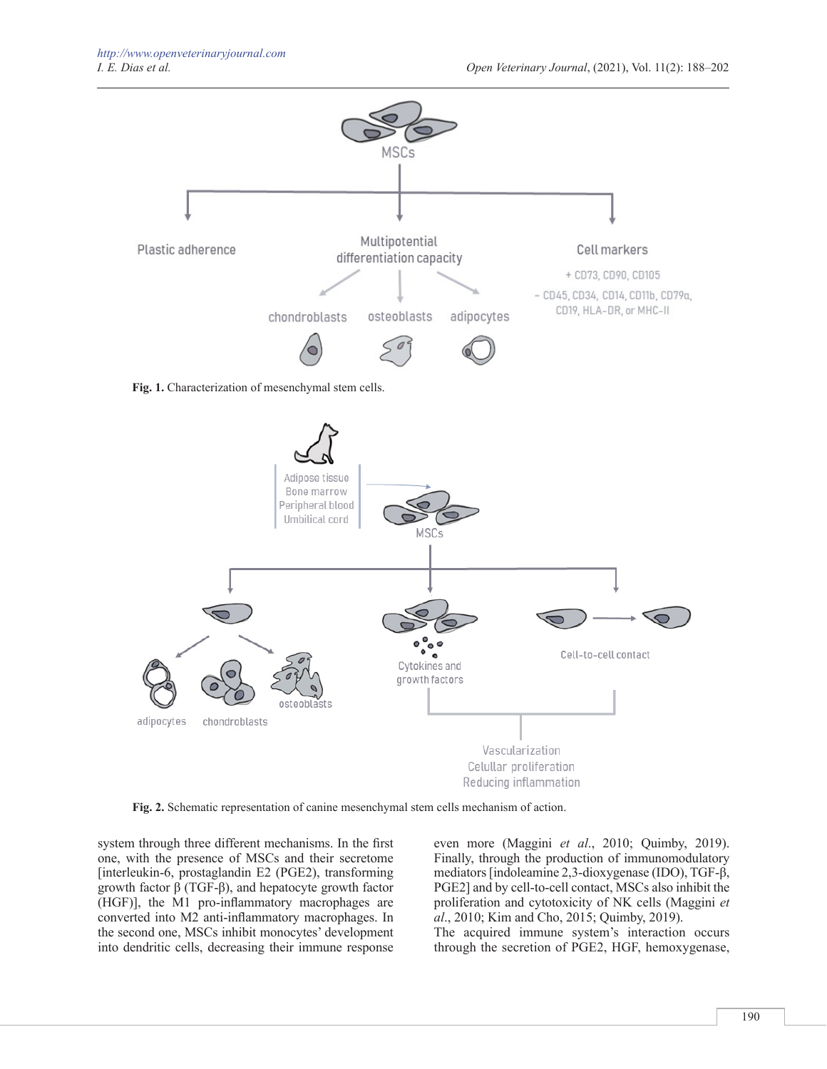Fig. 1. Characterization of mesenchymal stem cells.

Fig. 2. Schematic representation of canine mesenchymal stem cells mechanism of action.

system through three different mechanisms. In the first one, with the presence of MSCs and their secretome [interleukin-6, prostaglandin E2 (PGE2), transforming growth factor β (TGF-β), and hepatocyte growth factor (HGF)], the M1 pro-inflammatory macrophages are converted into M2 anti-inflammatory macrophages. In the second one, MSCs inhibit monocytes' development into dendritic cells, decreasing their immune response even more (Maggini *et al*., 2010; Quimby, 2019). Finally, through the production of immunomodulatory mediators [indoleamine 2,3-dioxygenase (IDO), TGF-β, PGE2] and by cell-to-cell contact, MSCs also inhibit the proliferation and cytotoxicity of NK cells (Maggini *et al*., 2010; Kim and Cho, 2015; Quimby, 2019).

The acquired immune system's interaction occurs through the secretion of PGE2, HGF, hemoxygenase,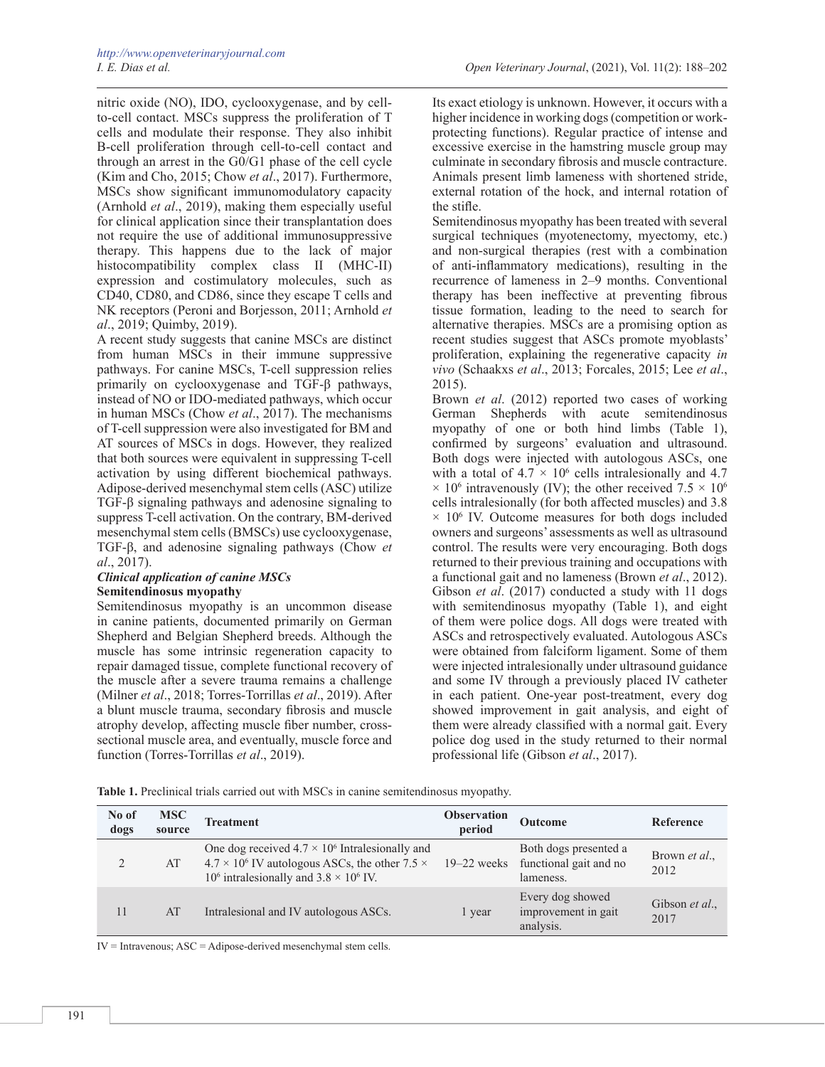nitric oxide (NO), IDO, cyclooxygenase, and by cell-to-cell contact. MSCs suppress the proliferation of T cells and modulate their response. They also inhibit B-cell proliferation through cell-to-cell contact and through an arrest in the G0/G1 phase of the cell cycle (Kim and Cho, 2015; Chow *et al*., 2017). Furthermore, MSCs show significant immunomodulatory capacity (Arnhold *et al*., 2019), making them especially useful for clinical application since their transplantation does not require the use of additional immunosuppressive therapy. This happens due to the lack of major histocompatibility complex class II (MHC-II) expression and costimulatory molecules, such as CD40, CD80, and CD86, since they escape T cells and NK receptors (Peroni and Borjesson, 2011; Arnhold *et al*., 2019; Quimby, 2019).

A recent study suggests that canine MSCs are distinct from human MSCs in their immune suppressive pathways. For canine MSCs, T-cell suppression relies primarily on cyclooxygenase and TGF-β pathways, instead of NO or IDO-mediated pathways, which occur in human MSCs (Chow *et al*., 2017). The mechanisms of T-cell suppression were also investigated for BM and AT sources of MSCs in dogs. However, they realized that both sources were equivalent in suppressing T-cell activation by using different biochemical pathways. Adipose-derived mesenchymal stem cells (ASC) utilize TGF-β signaling pathways and adenosine signaling to suppress T-cell activation. On the contrary, BM-derived mesenchymal stem cells (BMSCs) use cyclooxygenase, TGF-β, and adenosine signaling pathways (Chow *et al*., 2017).

### *Clinical application of canine MSCs*

#### Semitendinosus myopathy

Semitendinosus myopathy is an uncommon disease in canine patients, documented primarily on German Shepherd and Belgian Shepherd breeds. Although the muscle has some intrinsic regeneration capacity to repair damaged tissue, complete functional recovery of the muscle after a severe trauma remains a challenge (Milner *et al*., 2018; Torres-Torrillas *et al*., 2019). After a blunt muscle trauma, secondary fibrosis and muscle atrophy develop, affecting muscle fiber number, cross-sectional muscle area, and eventually, muscle force and function (Torres-Torrillas *et al*., 2019).

Its exact etiology is unknown. However, it occurs with a higher incidence in working dogs (competition or work-protecting functions). Regular practice of intense and excessive exercise in the hamstring muscle group may culminate in secondary fibrosis and muscle contracture. Animals present limb lameness with shortened stride, external rotation of the hock, and internal rotation of the stifle.

Semitendinosus myopathy has been treated with several surgical techniques (myotenectomy, myectomy, etc.) and non-surgical therapies (rest with a combination of anti-inflammatory medications), resulting in the recurrence of lameness in 2–9 months. Conventional therapy has been ineffective at preventing fibrous tissue formation, leading to the need to search for alternative therapies. MSCs are a promising option as recent studies suggest that ASCs promote myoblasts' proliferation, explaining the regenerative capacity *in vivo* (Schaakxs *et al*., 2013; Forcales, 2015; Lee *et al*., 2015).

Brown *et al*. (2012) reported two cases of working German Shepherds with acute semitendinosus myopathy of one or both hind limbs (Table 1), confirmed by surgeons' evaluation and ultrasound. Both dogs were injected with autologous ASCs, one with a total of $4.7 \times 10^6$ cells intralesionally and $4.7 \times 10^6$ intravenously (IV); the other received $7.5 \times 10^6$ cells intralesionally (for both affected muscles) and $3.8 \times 10^6$ IV. Outcome measures for both dogs included owners and surgeons' assessments as well as ultrasound control. The results were very encouraging. Both dogs returned to their previous training and occupations with a functional gait and no lameness (Brown *et al*., 2012). Gibson *et al*. (2017) conducted a study with 11 dogs with semitendinosus myopathy (Table 1), and eight of them were police dogs. All dogs were treated with ASCs and retrospectively evaluated. Autologous ASCs were obtained from falciform ligament. Some of them were injected intralesionally under ultrasound guidance and some IV through a previously placed IV catheter in each patient. One-year post-treatment, every dog showed improvement in gait analysis, and eight of them were already classified with a normal gait. Every police dog used in the study returned to their normal professional life (Gibson *et al*., 2017).

**Table 1.** Preclinical trials carried out with MSCs in canine semitendinosus myopathy.

| No of dogs | MSC source | Treatment | Observation period | Outcome | Reference |
|---|---|---|---|---|---|
| 2 | AT | One dog received $4.7 \times 10^6$ Intralesionally and $4.7 \times 10^6$ IV autologous ASCs, the other $7.5 \times 10^6$ intralesionally and $3.8 \times 10^6$ IV. | 19–22 weeks | Both dogs presented a functional gait and no lameness. | Brown *et al*., 2012 |
| 11 | AT | Intralesional and IV autologous ASCs. | 1 year | Every dog showed improvement in gait analysis. | Gibson *et al*., 2017 |

IV = Intravenous; ASC = Adipose-derived mesenchymal stem cells.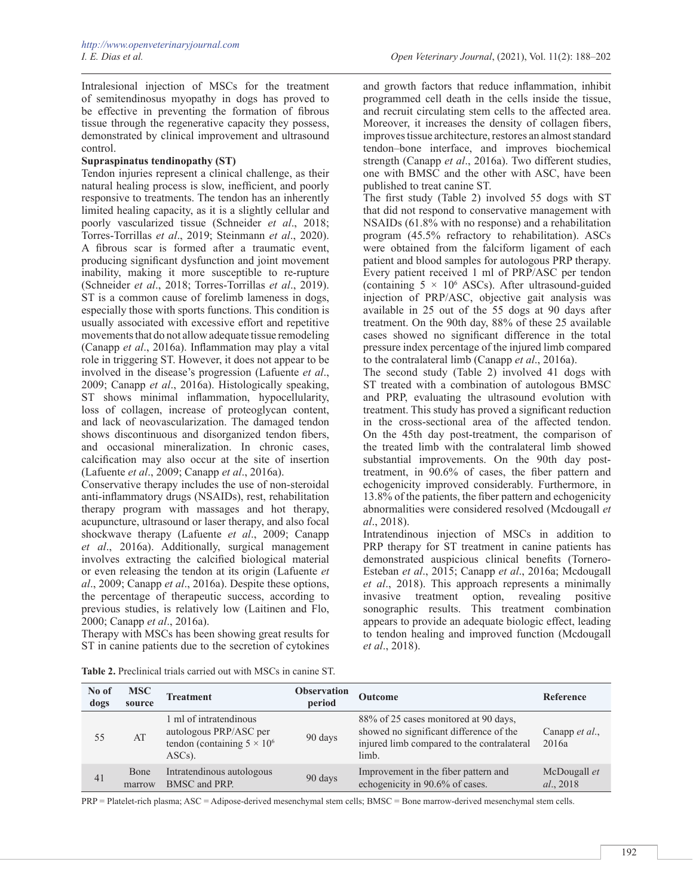Intralesional injection of MSCs for the treatment of semitendinosus myopathy in dogs has proved to be effective in preventing the formation of fibrous tissue through the regenerative capacity they possess, demonstrated by clinical improvement and ultrasound control.

**Supraspinatus tendinopathy (ST)**

Tendon injuries represent a clinical challenge, as their natural healing process is slow, inefficient, and poorly responsive to treatments. The tendon has an inherently limited healing capacity, as it is a slightly cellular and poorly vascularized tissue (Schneider *et al*., 2018; Torres-Torrillas *et al*., 2019; Steinmann *et al*., 2020). A fibrous scar is formed after a traumatic event, producing significant dysfunction and joint movement inability, making it more susceptible to re-rupture (Schneider *et al*., 2018; Torres-Torrillas *et al*., 2019). ST is a common cause of forelimb lameness in dogs, especially those with sports functions. This condition is usually associated with excessive effort and repetitive movements that do not allow adequate tissue remodeling (Canapp *et al*., 2016a). Inflammation may play a vital role in triggering ST. However, it does not appear to be involved in the disease's progression (Lafuente *et al*., 2009; Canapp *et al*., 2016a). Histologically speaking, ST shows minimal inflammation, hypocellularity, loss of collagen, increase of proteoglycan content, and lack of neovascularization. The damaged tendon shows discontinuous and disorganized tendon fibers, and occasional mineralization. In chronic cases, calcification may also occur at the site of insertion (Lafuente *et al*., 2009; Canapp *et al*., 2016a).

Conservative therapy includes the use of non-steroidal anti-inflammatory drugs (NSAIDs), rest, rehabilitation therapy program with massages and hot therapy, acupuncture, ultrasound or laser therapy, and also focal shockwave therapy (Lafuente *et al*., 2009; Canapp *et al*., 2016a). Additionally, surgical management involves extracting the calcified biological material or even releasing the tendon at its origin (Lafuente *et al*., 2009; Canapp *et al*., 2016a). Despite these options, the percentage of therapeutic success, according to previous studies, is relatively low (Laitinen and Flo, 2000; Canapp *et al*., 2016a).

Therapy with MSCs has been showing great results for ST in canine patients due to the secretion of cytokines and growth factors that reduce inflammation, inhibit programmed cell death in the cells inside the tissue, and recruit circulating stem cells to the affected area. Moreover, it increases the density of collagen fibers, improves tissue architecture, restores an almost standard tendon–bone interface, and improves biochemical strength (Canapp *et al*., 2016a). Two different studies, one with BMSC and the other with ASC, have been published to treat canine ST.

The first study (Table 2) involved 55 dogs with ST that did not respond to conservative management with NSAIDs (61.8% with no response) and a rehabilitation program (45.5% refractory to rehabilitation). ASCs were obtained from the falciform ligament of each patient and blood samples for autologous PRP therapy. Every patient received 1 ml of PRP/ASC per tendon (containing $5 \times 10^6$ ASCs). After ultrasound-guided injection of PRP/ASC, objective gait analysis was available in 25 out of the 55 dogs at 90 days after treatment. On the 90th day, 88% of these 25 available cases showed no significant difference in the total pressure index percentage of the injured limb compared to the contralateral limb (Canapp *et al*., 2016a).

The second study (Table 2) involved 41 dogs with ST treated with a combination of autologous BMSC and PRP, evaluating the ultrasound evolution with treatment. This study has proved a significant reduction in the cross-sectional area of the affected tendon. On the 45th day post-treatment, the comparison of the treated limb with the contralateral limb showed substantial improvements. On the 90th day post-treatment, in 90.6% of cases, the fiber pattern and echogenicity improved considerably. Furthermore, in 13.8% of the patients, the fiber pattern and echogenicity abnormalities were considered resolved (Mcdougall *et al*., 2018).

Intratendinous injection of MSCs in addition to PRP therapy for ST treatment in canine patients has demonstrated auspicious clinical benefits (Tornero-Esteban *et al*., 2015; Canapp *et al*., 2016a; Mcdougall *et al*., 2018). This approach represents a minimally invasive treatment option, revealing positive sonographic results. This treatment combination appears to provide an adequate biologic effect, leading to tendon healing and improved function (Mcdougall *et al*., 2018).

**Table 2.** Preclinical trials carried out with MSCs in canine ST.

| No of dogs | MSC source | Treatment | Observation period | Outcome | Reference |
|---|---|---|---|---|---|
| 55 | AT | 1 ml of intratendinous autologous PRP/ASC per tendon (containing $5 \times 10^6$ ASCs). | 90 days | 88% of 25 cases monitored at 90 days, showed no significant difference of the injured limb compared to the contralateral limb. | Canapp *et al*., 2016a |
| 41 | Bone marrow | Intratendinous autologous BMSC and PRP. | 90 days | Improvement in the fiber pattern and echogenicity in 90.6% of cases. | McDougall *et al*., 2018 |

PRP = Platelet-rich plasma; ASC = Adipose-derived mesenchymal stem cells; BMSC = Bone marrow-derived mesenchymal stem cells.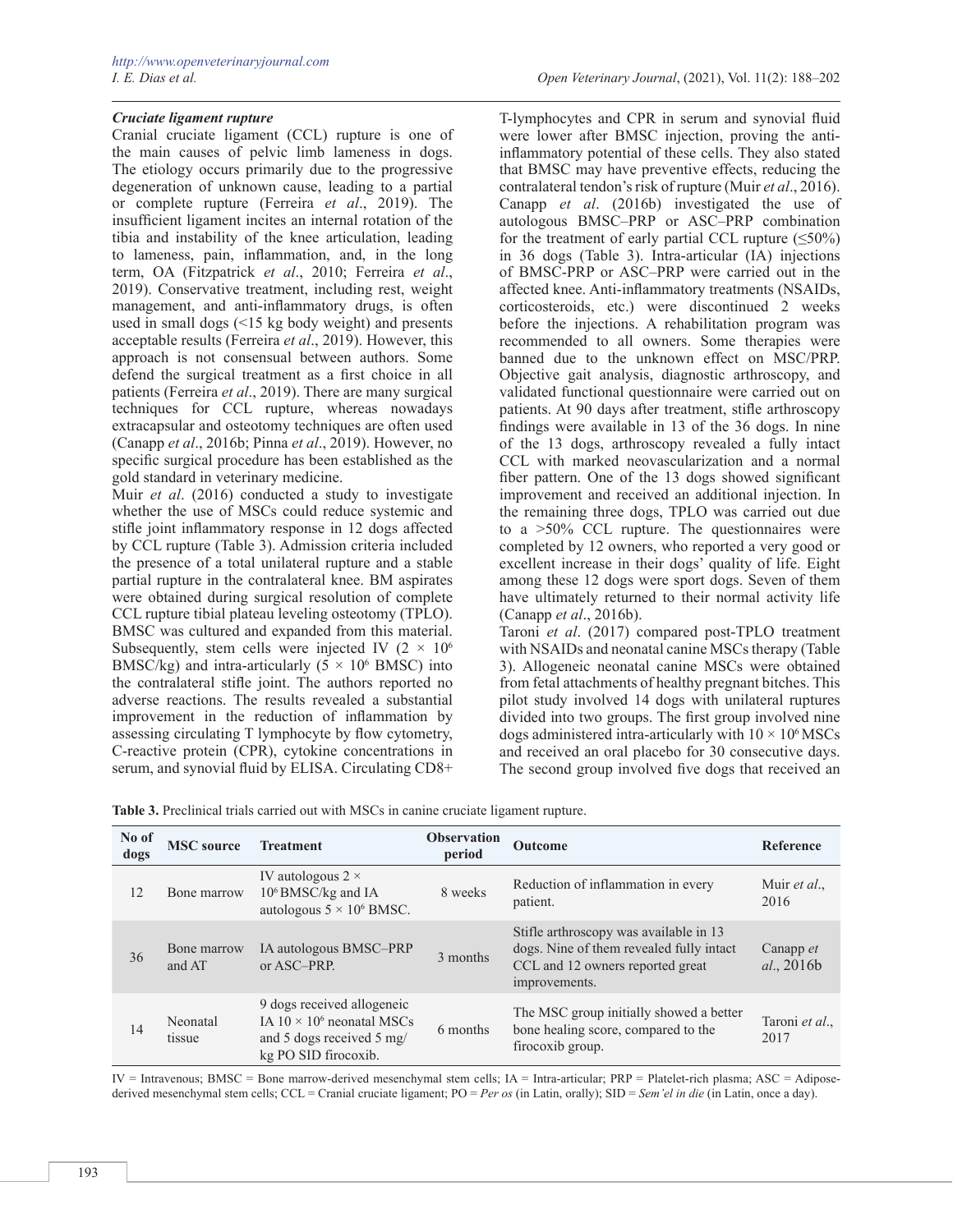### *Cruciate ligament rupture*

Cranial cruciate ligament (CCL) rupture is one of the main causes of pelvic limb lameness in dogs. The etiology occurs primarily due to the progressive degeneration of unknown cause, leading to a partial or complete rupture (Ferreira *et al*., 2019). The insufficient ligament incites an internal rotation of the tibia and instability of the knee articulation, leading to lameness, pain, inflammation, and, in the long term, OA (Fitzpatrick *et al*., 2010; Ferreira *et al*., 2019). Conservative treatment, including rest, weight management, and anti-inflammatory drugs, is often used in small dogs (<15 kg body weight) and presents acceptable results (Ferreira *et al*., 2019). However, this approach is not consensual between authors. Some defend the surgical treatment as a first choice in all patients (Ferreira *et al*., 2019). There are many surgical techniques for CCL rupture, whereas nowadays extracapsular and osteotomy techniques are often used (Canapp *et al*., 2016b; Pinna *et al*., 2019). However, no specific surgical procedure has been established as the gold standard in veterinary medicine.

Muir *et al*. (2016) conducted a study to investigate whether the use of MSCs could reduce systemic and stifle joint inflammatory response in 12 dogs affected by CCL rupture (Table 3). Admission criteria included the presence of a total unilateral rupture and a stable partial rupture in the contralateral knee. BM aspirates were obtained during surgical resolution of complete CCL rupture tibial plateau leveling osteotomy (TPLO). BMSC was cultured and expanded from this material. Subsequently, stem cells were injected IV ($2 \times 10^6$ BMSC/kg) and intra-articularly ($5 \times 10^6$ BMSC) into the contralateral stifle joint. The authors reported no adverse reactions. The results revealed a substantial improvement in the reduction of inflammation by assessing circulating T lymphocyte by flow cytometry, C-reactive protein (CPR), cytokine concentrations in serum, and synovial fluid by ELISA. Circulating CD8+ T-lymphocytes and CPR in serum and synovial fluid were lower after BMSC injection, proving the anti-inflammatory potential of these cells. They also stated that BMSC may have preventive effects, reducing the contralateral tendon's risk of rupture (Muir *et al*., 2016). Canapp *et al*. (2016b) investigated the use of autologous BMSC–PRP or ASC–PRP combination for the treatment of early partial CCL rupture (≤50%) in 36 dogs (Table 3). Intra-articular (IA) injections of BMSC-PRP or ASC–PRP were carried out in the affected knee. Anti-inflammatory treatments (NSAIDs, corticosteroids, etc.) were discontinued 2 weeks before the injections. A rehabilitation program was recommended to all owners. Some therapies were banned due to the unknown effect on MSC/PRP. Objective gait analysis, diagnostic arthroscopy, and validated functional questionnaire were carried out on patients. At 90 days after treatment, stifle arthroscopy findings were available in 13 of the 36 dogs. In nine of the 13 dogs, arthroscopy revealed a fully intact CCL with marked neovascularization and a normal fiber pattern. One of the 13 dogs showed significant improvement and received an additional injection. In the remaining three dogs, TPLO was carried out due to a >50% CCL rupture. The questionnaires were completed by 12 owners, who reported a very good or excellent increase in their dogs' quality of life. Eight among these 12 dogs were sport dogs. Seven of them have ultimately returned to their normal activity life (Canapp *et al*., 2016b).

Taroni *et al*. (2017) compared post-TPLO treatment with NSAIDs and neonatal canine MSCs therapy (Table 3). Allogeneic neonatal canine MSCs were obtained from fetal attachments of healthy pregnant bitches. This pilot study involved 14 dogs with unilateral ruptures divided into two groups. The first group involved nine dogs administered intra-articularly with $10 \times 10^6$ MSCs and received an oral placebo for 30 consecutive days. The second group involved five dogs that received an

**Table 3.** Preclinical trials carried out with MSCs in canine cruciate ligament rupture.

| No of dogs | MSC source | Treatment | Observation period | Outcome | Reference |
|---|---|---|---|---|---|
| 12 | Bone marrow | IV autologous $2 \times 10^6$ BMSC/kg and IA autologous $5 \times 10^6$ BMSC. | 8 weeks | Reduction of inflammation in every patient. | Muir *et al*., 2016 |
| 36 | Bone marrow and AT | IA autologous BMSC–PRP or ASC–PRP. | 3 months | Stifle arthroscopy was available in 13 dogs. Nine of them revealed fully intact CCL and 12 owners reported great improvements. | Canapp *et al*., 2016b |
| 14 | Neonatal tissue | 9 dogs received allogeneic IA $10 \times 10^6$ neonatal MSCs and 5 dogs received 5 mg/kg PO SID firocoxib. | 6 months | The MSC group initially showed a better bone healing score, compared to the firocoxib group. | Taroni *et al*., 2017 |

IV = Intravenous; BMSC = Bone marrow-derived mesenchymal stem cells; IA = Intra-articular; PRP = Platelet-rich plasma; ASC = Adipose-derived mesenchymal stem cells; CCL = Cranial cruciate ligament; PO = *Per os* (in Latin, orally); SID = *Sem'el in die* (in Latin, once a day).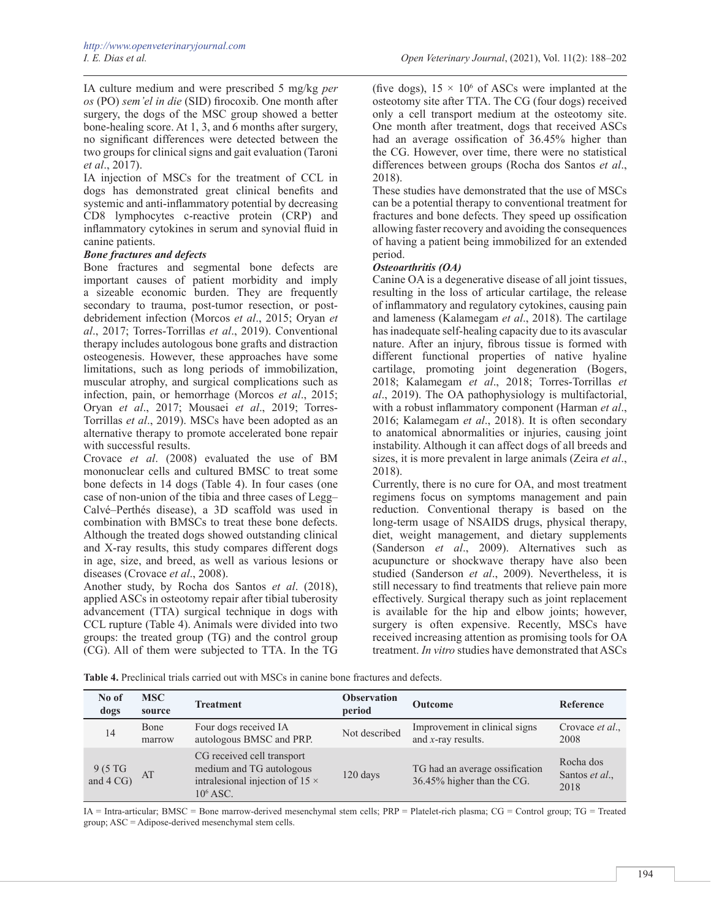IA culture medium and were prescribed 5 mg/kg *per os* (PO) *sem'el in die* (SID) firocoxib. One month after surgery, the dogs of the MSC group showed a better bone-healing score. At 1, 3, and 6 months after surgery, no significant differences were detected between the two groups for clinical signs and gait evaluation (Taroni *et al*., 2017).

IA injection of MSCs for the treatment of CCL in dogs has demonstrated great clinical benefits and imply systemic and anti-inflammatory potential by decreasing CD8 lymphocytes c-reactive protein (CRP) and inflammatory cytokines in serum and synovial fluid in canine patients.

***Bone fractures and defects***

Bone fractures and segmental bone defects are important causes of patient morbidity and imply a sizeable economic burden. They are frequently secondary to trauma, post-tumor resection, or post-debridement infection (Morcos *et al*., 2015; Oryan *et al*., 2017; Torres-Torrillas *et al*., 2019). Conventional therapy includes autologous bone grafts and distraction osteogenesis. However, these approaches have some limitations, such as long periods of immobilization, muscular atrophy, and surgical complications such as infection, pain, or hemorrhage (Morcos *et al*., 2015; Oryan *et al*., 2017; Mousaei *et al*., 2019; Torres-Torrillas *et al*., 2019). MSCs have been adopted as an alternative therapy to promote accelerated bone repair with successful results.

Crovace *et al*. (2008) evaluated the use of BM mononuclear cells and cultured BMSC to treat some bone defects in 14 dogs (Table 4). In four cases (one case of non-union of the tibia and three cases of Legg–Calvé–Perthés disease), a 3D scaffold was used in combination with BMSCs to treat these bone defects. Although the treated dogs showed outstanding clinical and X-ray results, this study compares different dogs in age, size, and breed, as well as various lesions or diseases (Crovace *et al*., 2008).

Another study, by Rocha dos Santos *et al*. (2018), applied ASCs in osteotomy repair after tibial tuberosity advancement (TTA) surgical technique in dogs with CCL rupture (Table 4). Animals were divided into two groups: the treated group (TG) and the control group (CG). All of them were subjected to TTA. In the TG (five dogs), $15 \times 10^6$ of ASCs were implanted at the osteotomy site after TTA. The CG (four dogs) received only a cell transport medium at the osteotomy site. One month after treatment, dogs that received ASCs had an average ossification of 36.45% higher than the CG. However, over time, there were no statistical differences between groups (Rocha dos Santos *et al*., 2018).

These studies have demonstrated that the use of MSCs can be a potential therapy to conventional treatment for fractures and bone defects. They speed up ossification allowing faster recovery and avoiding the consequences of having a patient being immobilized for an extended period.

***Osteoarthritis (OA)***

Canine OA is a degenerative disease of all joint tissues, resulting in the loss of articular cartilage, the release of inflammatory and regulatory cytokines, causing pain and lameness (Kalamegam *et al*., 2018). The cartilage has inadequate self-healing capacity due to its avascular nature. After an injury, fibrous tissue is formed with different functional properties of native hyaline cartilage, promoting joint degeneration (Bogers, 2018; Kalamegam *et al*., 2018; Torres-Torrillas *et al*., 2019). The OA pathophysiology is multifactorial, with a robust inflammatory component (Harman *et al*., 2016; Kalamegam *et al*., 2018). It is often secondary to anatomical abnormalities or injuries, causing joint instability. Although it can affect dogs of all breeds and sizes, it is more prevalent in large animals (Zeira *et al*., 2018).

Currently, there is no cure for OA, and most treatment regimens focus on symptoms management and pain reduction. Conventional therapy is based on the long-term usage of NSAIDS drugs, physical therapy, diet, weight management, and dietary supplements (Sanderson *et al*., 2009). Alternatives such as acupuncture or shockwave therapy have also been studied (Sanderson *et al*., 2009). Nevertheless, it is still necessary to find treatments that relieve pain more effectively. Surgical therapy such as joint replacement is available for the hip and elbow joints; however, surgery is often expensive. Recently, MSCs have received increasing attention as promising tools for OA treatment. *In vitro* studies have demonstrated that ASCs

**Table 4.** Preclinical trials carried out with MSCs in canine bone fractures and defects.

| No of dogs | MSC source | Treatment | Observation period | Outcome | Reference |
|---|---|---|---|---|---|
| 14 | Bone marrow | Four dogs received IA autologous BMSC and PRP. | Not described | Improvement in clinical signs and *x*-ray results. | Crovace *et al*., 2008 |
| 9 (5 TG and 4 CG) | AT | CG received cell transport medium and TG autologous intralesional injection of $15 \times 10^6$ ASC. | 120 days | TG had an average ossification 36.45% higher than the CG. | Rocha dos Santos *et al*., 2018 |

IA = Intra-articular; BMSC = Bone marrow-derived mesenchymal stem cells; PRP = Platelet-rich plasma; CG = Control group; TG = Treated group; ASC = Adipose-derived mesenchymal stem cells.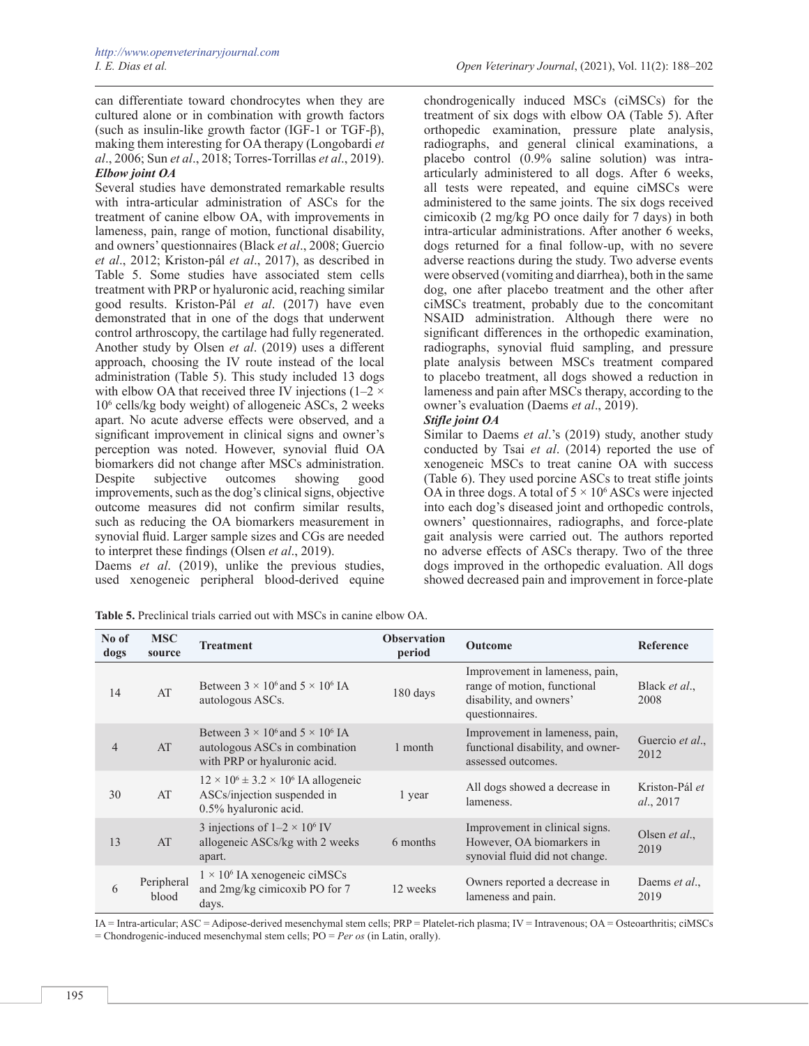can differentiate toward chondrocytes when they are cultured alone or in combination with growth factors (such as insulin-like growth factor (IGF-1 or TGF-β), making them interesting for OA therapy (Longobardi *et al*., 2006; Sun *et al*., 2018; Torres-Torrillas *et al*., 2019).

***Elbow joint OA***

Several studies have demonstrated remarkable results with intra-articular administration of ASCs for the treatment of canine elbow OA, with improvements in lameness, pain, range of motion, functional disability, and owners' questionnaires (Black *et al*., 2008; Guercio *et al*., 2012; Kriston-pál *et al*., 2017), as described in Table 5. Some studies have associated stem cells treatment with PRP or hyaluronic acid, reaching similar good results. Kriston-Pál *et al*. (2017) have even demonstrated that in one of the dogs that underwent control arthroscopy, the cartilage had fully regenerated. Another study by Olsen *et al*. (2019) uses a different approach, choosing the IV route instead of the local administration (Table 5). This study included 13 dogs with elbow OA that received three IV injections ($1–2 \times 10^6$ cells/kg body weight) of allogeneic ASCs, 2 weeks apart. No acute adverse effects were observed, and a significant improvement in clinical signs and owner's perception was noted. However, synovial fluid OA biomarkers did not change after MSCs administration. Despite subjective outcomes showing good improvements, such as the dog's clinical signs, objective outcome measures did not confirm similar results, such as reducing the OA biomarkers measurement in synovial fluid. Larger sample sizes and CGs are needed to interpret these findings (Olsen *et al*., 2019).

Daems *et al*. (2019), unlike the previous studies, used xenogeneic peripheral blood-derived equine chondrogenically induced MSCs (ciMSCs) for the treatment of six dogs with elbow OA (Table 5). After orthopedic examination, pressure plate analysis, radiographs, and general clinical examinations, a placebo control (0.9% saline solution) was intra-articularly administered to all dogs. After 6 weeks, all tests were repeated, and equine ciMSCs were administered to the same joints. The six dogs received cimicoxib (2 mg/kg PO once daily for 7 days) in both intra-articular administrations. After another 6 weeks, dogs returned for a final follow-up, with no severe adverse reactions during the study. Two adverse events were observed (vomiting and diarrhea), both in the same dog, one after placebo treatment and the other after ciMSCs treatment, probably due to the concomitant NSAID administration. Although there were no significant differences in the orthopedic examination, radiographs, synovial fluid sampling, and pressure plate analysis between MSCs treatment compared to placebo treatment, all dogs showed a reduction in lameness and pain after MSCs therapy, according to the owner's evaluation (Daems *et al*., 2019).

***Stifle joint OA***

Similar to Daems *et al*.'s (2019) study, another study conducted by Tsai *et al*. (2014) reported the use of xenogeneic MSCs to treat canine OA with success (Table 6). They used porcine ASCs to treat stifle joints OA in three dogs. A total of $5 \times 10^6$ ASCs were injected into each dog's diseased joint and orthopedic controls, owners' questionnaires, radiographs, and force-plate gait analysis were carried out. The authors reported no adverse effects of ASCs therapy. Two of the three dogs improved in the orthopedic evaluation. All dogs showed decreased pain and improvement in force-plate

**Table 5.** Preclinical trials carried out with MSCs in canine elbow OA.

| No of dogs | MSC source | Treatment | Observation period | Outcome | Reference |
|---|---|---|---|---|---|
| 14 | AT | Between $3 \times 10^6$ and $5 \times 10^6$ IA autologous ASCs. | 180 days | Improvement in lameness, pain, range of motion, functional disability, and owners' questionnaires. | Black *et al*., 2008 |
| 4 | AT | Between $3 \times 10^6$ and $5 \times 10^6$ IA autologous ASCs in combination with PRP or hyaluronic acid. | 1 month | Improvement in lameness, pain, functional disability, and owner-assessed outcomes. | Guercio *et al*., 2012 |
| 30 | AT | $12 \times 10^6 \pm 3.2 \times 10^6$ IA allogeneic ASCs/injection suspended in 0.5% hyaluronic acid. | 1 year | All dogs showed a decrease in lameness. | Kriston-Pál *et al*., 2017 |
| 13 | AT | 3 injections of $1–2 \times 10^6$ IV allogeneic ASCs/kg with 2 weeks apart. | 6 months | Improvement in clinical signs. However, OA biomarkers in synovial fluid did not change. | Olsen *et al*., 2019 |
| 6 | Peripheral blood | $1 \times 10^6$ IA xenogeneic ciMSCs and 2mg/kg cimicoxib PO for 7 days. | 12 weeks | Owners reported a decrease in lameness and pain. | Daems *et al*., 2019 |

IA = Intra-articular; ASC = Adipose-derived mesenchymal stem cells; PRP = Platelet-rich plasma; IV = Intravenous; OA = Osteoarthritis; ciMSCs = Chondrogenic-induced mesenchymal stem cells; PO = *Per os* (in Latin, orally).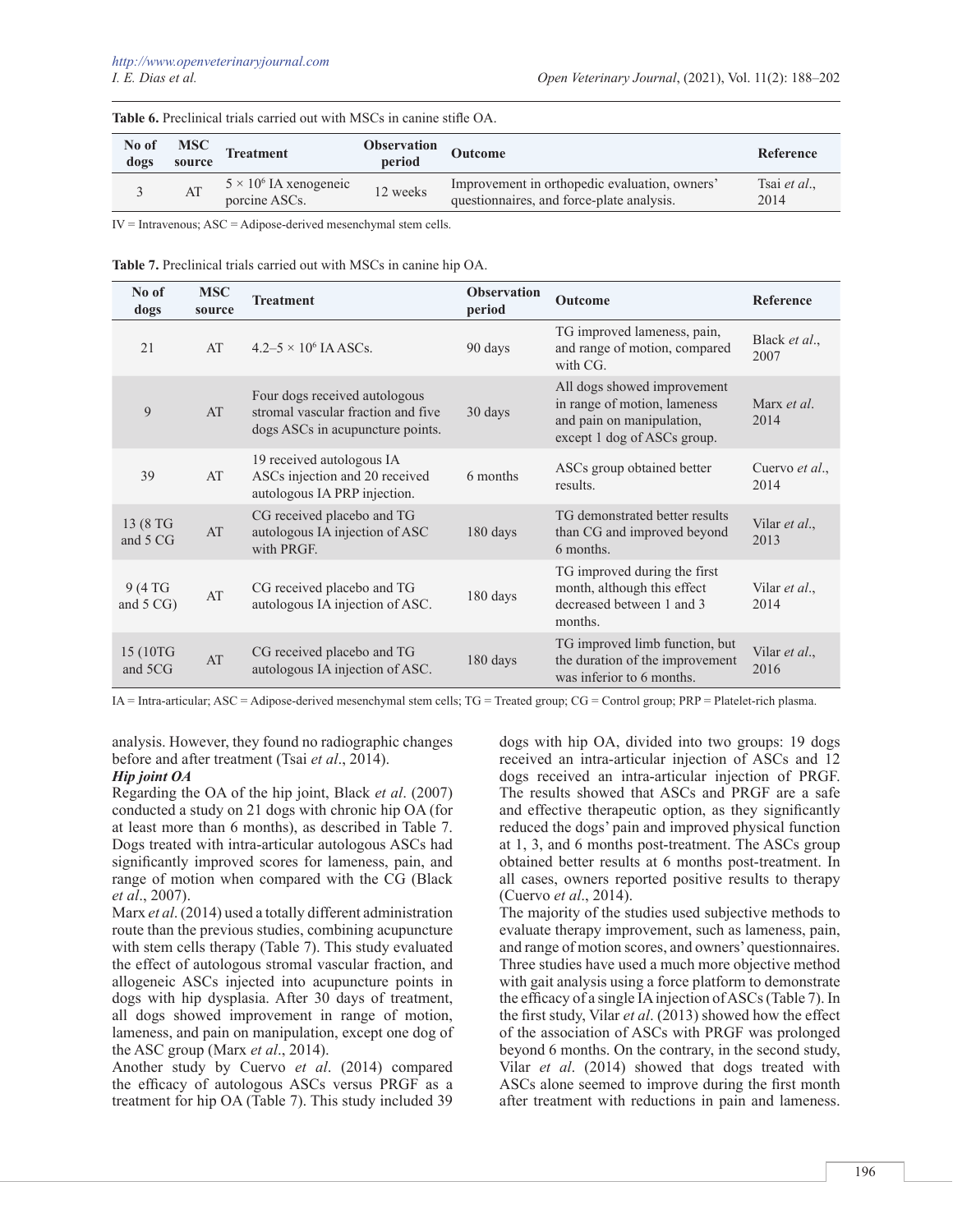**Table 6.** Preclinical trials carried out with MSCs in canine stifle OA.

| No of dogs | MSC source | Treatment | Observation period | Outcome | Reference |
|---|---|---|---|---|---|
| 3 | AT | $5 \times 10^6$ IA xenogeneic porcine ASCs. | 12 weeks | Improvement in orthopedic evaluation, owners' questionnaires, and force-plate analysis. | Tsai *et al*., 2014 |

IV = Intravenous; ASC = Adipose-derived mesenchymal stem cells.

**Table 7.** Preclinical trials carried out with MSCs in canine hip OA.

| No of dogs | MSC source | Treatment | Observation period | Outcome | Reference |
|---|---|---|---|---|---|
| 21 | AT | 4.2–$5 \times 10^6$ IA ASCs. | 90 days | TG improved lameness, pain, and range of motion, compared with CG. | Black *et al*., 2007 |
| 9 | AT | Four dogs received autologous stromal vascular fraction and five dogs ASCs in acupuncture points. | 30 days | All dogs showed improvement in range of motion, lameness and pain on manipulation, except 1 dog of ASCs group. | Marx *et al*. 2014 |
| 39 | AT | 19 received autologous IA ASCs injection and 20 received autologous IA PRP injection. | 6 months | ASCs group obtained better results. | Cuervo *et al*., 2014 |
| 13 (8 TG and 5 CG | AT | CG received placebo and TG autologous IA injection of ASC with PRGF. | 180 days | TG demonstrated better results than CG and improved beyond 6 months. | Vilar *et al*., 2013 |
| 9 (4 TG and 5 CG) | AT | CG received placebo and TG autologous IA injection of ASC. | 180 days | TG improved during the first month, although this effect decreased between 1 and 3 months. | Vilar *et al*., 2014 |
| 15 (10TG and 5CG | AT | CG received placebo and TG autologous IA injection of ASC. | 180 days | TG improved limb function, but the duration of the improvement was inferior to 6 months. | Vilar *et al*., 2016 |

IA = Intra-articular; ASC = Adipose-derived mesenchymal stem cells; TG = Treated group; CG = Control group; PRP = Platelet-rich plasma.

analysis. However, they found no radiographic changes before and after treatment (Tsai *et al*., 2014).

***Hip joint OA***

Regarding the OA of the hip joint, Black *et al*. (2007) conducted a study on 21 dogs with chronic hip OA (for at least more than 6 months), as described in Table 7. Dogs treated with intra-articular autologous ASCs had significantly improved scores for lameness, pain, and range of motion when compared with the CG (Black *et al*., 2007).

Marx *et al*. (2014) used a totally different administration route than the previous studies, combining acupuncture with stem cells therapy (Table 7). This study evaluated the effect of autologous stromal vascular fraction, and allogeneic ASCs injected into acupuncture points in dogs with hip dysplasia. After 30 days of treatment, all dogs showed improvement in range of motion, lameness, and pain on manipulation, except one dog of the ASC group (Marx *et al*., 2014).

Another study by Cuervo *et al*. (2014) compared the efficacy of autologous ASCs versus PRGF as a treatment for hip OA (Table 7). This study included 39 dogs with hip OA, divided into two groups: 19 dogs received an intra-articular injection of ASCs and 12 dogs received an intra-articular injection of PRGF. The results showed that ASCs and PRGF are a safe and effective therapeutic option, as they significantly reduced the dogs' pain and improved physical function at 1, 3, and 6 months post-treatment. The ASCs group obtained better results at 6 months post-treatment. In all cases, owners reported positive results to therapy (Cuervo *et al*., 2014).

The majority of the studies used subjective methods to evaluate therapy improvement, such as lameness, pain, and range of motion scores, and owners' questionnaires. Three studies have used a much more objective method with gait analysis using a force platform to demonstrate the efficacy of a single IA injection of ASCs (Table 7). In the first study, Vilar *et al*. (2013) showed how the effect of the association of ASCs with PRGF was prolonged beyond 6 months. On the contrary, in the second study, Vilar *et al*. (2014) showed that dogs treated with ASCs alone seemed to improve during the first month after treatment with reductions in pain and lameness.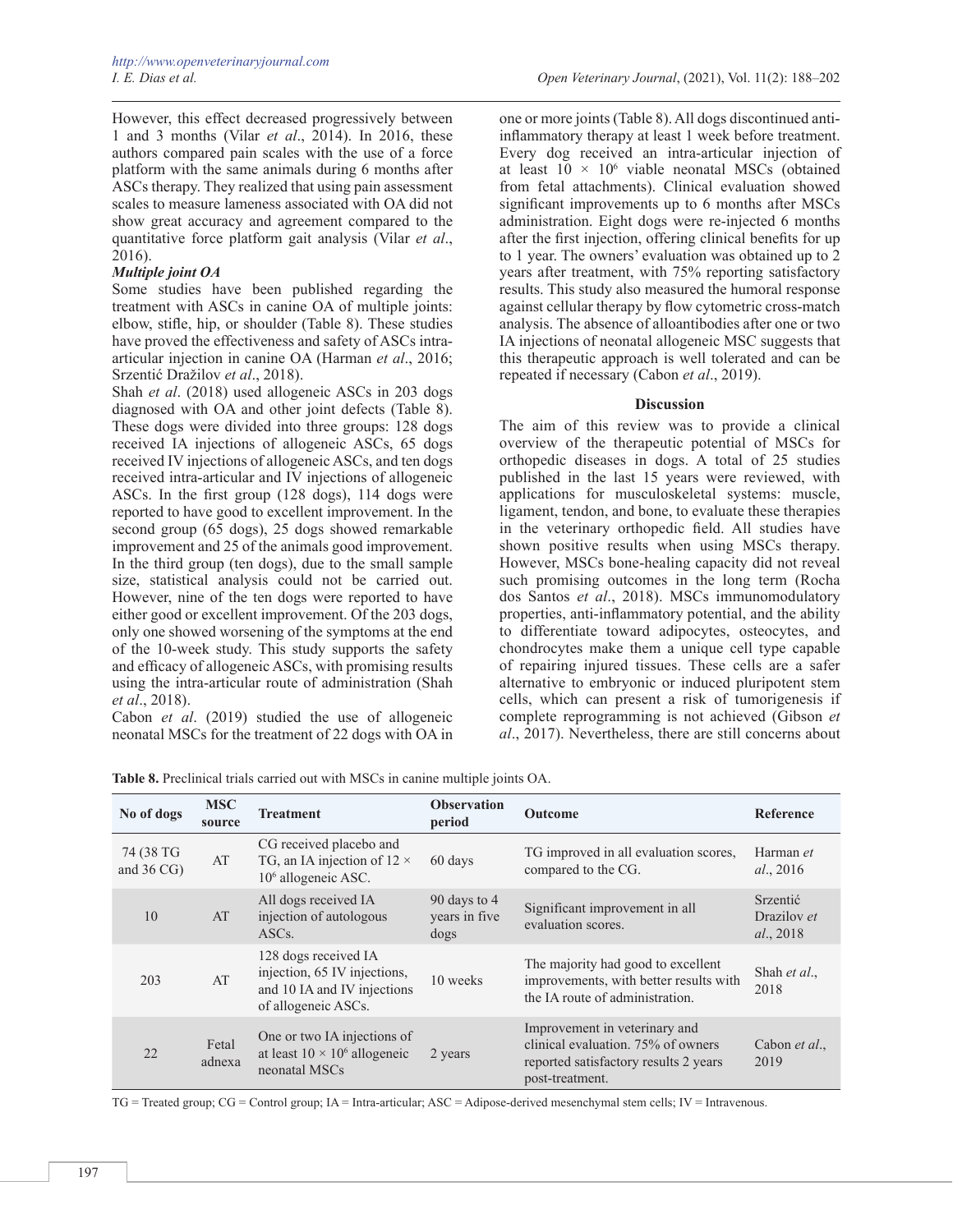However, this effect decreased progressively between 1 and 3 months (Vilar *et al*., 2014). In 2016, these authors compared pain scales with the use of a force platform with the same animals during 6 months after ASCs therapy. They realized that using pain assessment scales to measure lameness associated with OA did not show great accuracy and agreement compared to the quantitative force platform gait analysis (Vilar *et al*., 2016).

***Multiple joint OA***

Some studies have been published regarding the treatment with ASCs in canine OA of multiple joints: elbow, stifle, hip, or shoulder (Table 8). These studies have proved the effectiveness and safety of ASCs intra-articular injection in canine OA (Harman *et al*., 2016; Srzentić Dražilov *et al*., 2018).

Shah *et al*. (2018) used allogeneic ASCs in 203 dogs diagnosed with OA and other joint defects (Table 8). These dogs were divided into three groups: 128 dogs received IA injections of allogeneic ASCs, 65 dogs received IV injections of allogeneic ASCs, and ten dogs received intra-articular and IV injections of allogeneic ASCs. In the first group (128 dogs), 114 dogs were reported to have good to excellent improvement. In the second group (65 dogs), 25 dogs showed remarkable improvement and 25 of the animals good improvement. In the third group (ten dogs), due to the small sample size, statistical analysis could not be carried out. However, nine of the ten dogs were reported to have either good or excellent improvement. Of the 203 dogs, only one showed worsening of the symptoms at the end of the 10-week study. This study supports the safety and efficacy of allogeneic ASCs, with promising results using the intra-articular route of administration (Shah *et al*., 2018).

Cabon *et al*. (2019) studied the use of allogeneic neonatal MSCs for the treatment of 22 dogs with OA in one or more joints (Table 8). All dogs discontinued anti-inflammatory therapy at least 1 week before treatment. Every dog received an intra-articular injection of at least $10 \times 10^6$ viable neonatal MSCs (obtained from fetal attachments). Clinical evaluation showed significant improvements up to 6 months after MSCs administration. Eight dogs were re-injected 6 months after the first injection, offering clinical benefits for up to 1 year. The owners' evaluation was obtained up to 2 years after treatment, with 75% reporting satisfactory results. This study also measured the humoral response against cellular therapy by flow cytometric cross-match analysis. The absence of alloantibodies after one or two IA injections of neonatal allogeneic MSC suggests that this therapeutic approach is well tolerated and can be repeated if necessary (Cabon *et al*., 2019).

## Discussion

The aim of this review was to provide a clinical overview of the therapeutic potential of MSCs for orthopedic diseases in dogs. A total of 25 studies published in the last 15 years were reviewed, with applications for musculoskeletal systems: muscle, ligament, tendon, and bone, to evaluate these therapies in the veterinary orthopedic field. All studies have shown positive results when using MSCs therapy. However, MSCs bone-healing capacity did not reveal such promising outcomes in the long term (Rocha dos Santos *et al*., 2018). MSCs immunomodulatory properties, anti-inflammatory potential, and the ability to differentiate toward adipocytes, osteocytes, and chondrocytes make them a unique cell type capable of repairing injured tissues. These cells are a safer alternative to embryonic or induced pluripotent stem cells, which can present a risk of tumorigenesis if complete reprogramming is not achieved (Gibson *et al*., 2017). Nevertheless, there are still concerns about

**Table 8.** Preclinical trials carried out with MSCs in canine multiple joints OA.

| No of dogs | MSC source | Treatment | Observation period | Outcome | Reference |
|---|---|---|---|---|---|
| 74 (38 TG and 36 CG) | AT | CG received placebo and TG, an IA injection of $12 \times 10^6$ allogeneic ASC. | 60 days | TG improved in all evaluation scores, compared to the CG. | Harman *et al*., 2016 |
| 10 | AT | All dogs received IA injection of autologous ASCs. | 90 days to 4 years in five dogs | Significant improvement in all evaluation scores. | Srzentić Drazilov *et al*., 2018 |
| 203 | AT | 128 dogs received IA injection, 65 IV injections, and 10 IA and IV injections of allogeneic ASCs. | 10 weeks | The majority had good to excellent improvements, with better results with the IA route of administration. | Shah *et al*., 2018 |
| 22 | Fetal adnexa | One or two IA injections of at least $10 \times 10^6$ allogeneic neonatal MSCs | 2 years | Improvement in veterinary and clinical evaluation. 75% of owners reported satisfactory results 2 years post-treatment. | Cabon *et al*., 2019 |

TG = Treated group; CG = Control group; IA = Intra-articular; ASC = Adipose-derived mesenchymal stem cells; IV = Intravenous.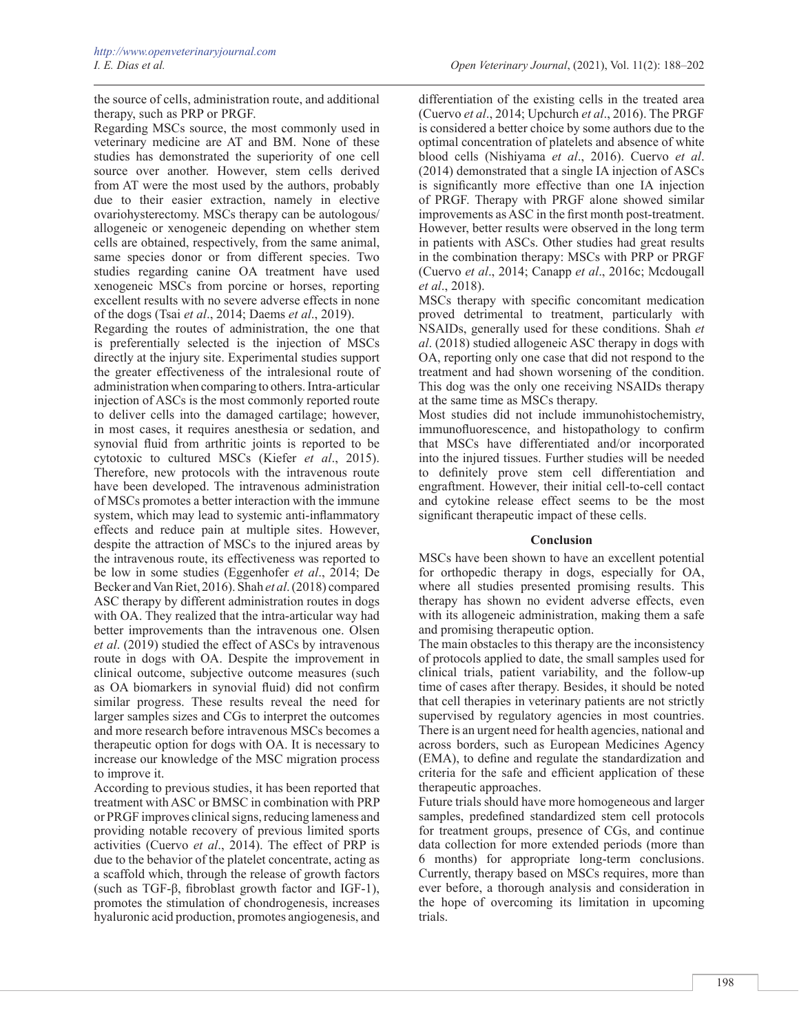the source of cells, administration route, and additional therapy, such as PRP or PRGF.

Regarding MSCs source, the most commonly used in veterinary medicine are AT and BM. None of these studies has demonstrated the superiority of one cell source over another. However, stem cells derived from AT were the most used by the authors, probably due to their easier extraction, namely in elective ovariohysterectomy. MSCs therapy can be autologous/allogeneic or xenogeneic depending on whether stem cells are obtained, respectively, from the same animal, same species donor or from different species. Two studies regarding canine OA treatment have used xenogeneic MSCs from porcine or horses, reporting excellent results with no severe adverse effects in none of the dogs (Tsai *et al*., 2014; Daems *et al*., 2019).

Regarding the routes of administration, the one that is preferentially selected is the injection of MSCs directly at the injury site. Experimental studies support the greater effectiveness of the intralesional route of administration when comparing to others. Intra-articular injection of ASCs is the most commonly reported route to deliver cells into the damaged cartilage; however, in most cases, it requires anesthesia or sedation, and synovial fluid from arthritic joints is reported to be cytotoxic to cultured MSCs (Kiefer *et al*., 2015). Therefore, new protocols with the intravenous route have been developed. The intravenous administration of MSCs promotes a better interaction with the immune system, which may lead to systemic anti-inflammatory effects and reduce pain at multiple sites. However, despite the attraction of MSCs to the injured areas by the intravenous route, its effectiveness was reported to be low in some studies (Eggenhofer *et al*., 2014; De Becker and Van Riet, 2016). Shah *et al*. (2018) compared ASC therapy by different administration routes in dogs with OA. They realized that the intra-articular way had better improvements than the intravenous one. Olsen *et al*. (2019) studied the effect of ASCs by intravenous route in dogs with OA. Despite the improvement in clinical outcome, subjective outcome measures (such as OA biomarkers in synovial fluid) did not confirm similar progress. These results reveal the need for larger samples sizes and CGs to interpret the outcomes and more research before intravenous MSCs becomes a therapeutic option for dogs with OA. It is necessary to increase our knowledge of the MSC migration process to improve it.

According to previous studies, it has been reported that treatment with ASC or BMSC in combination with PRP or PRGF improves clinical signs, reducing lameness and providing notable recovery of previous limited sports activities (Cuervo *et al*., 2014). The effect of PRP is due to the behavior of the platelet concentrate, acting as a scaffold which, through the release of growth factors (such as TGF-β, fibroblast growth factor and IGF-1), promotes the stimulation of chondrogenesis, increases hyaluronic acid production, promotes angiogenesis, and differentiation of the existing cells in the treated area (Cuervo *et al*., 2014; Upchurch *et al*., 2016). The PRGF is considered a better choice by some authors due to the optimal concentration of platelets and absence of white blood cells (Nishiyama *et al*., 2016). Cuervo *et al*. (2014) demonstrated that a single IA injection of ASCs is significantly more effective than one IA injection of PRGF. Therapy with PRGF alone showed similar improvements as ASC in the first month post-treatment. However, better results were observed in the long term in patients with ASCs. Other studies had great results in the combination therapy: MSCs with PRP or PRGF (Cuervo *et al*., 2014; Canapp *et al*., 2016c; Mcdougall *et al*., 2018).

MSCs therapy with specific concomitant medication proved detrimental to treatment, particularly with NSAIDs, generally used for these conditions. Shah *et al*. (2018) studied allogeneic ASC therapy in dogs with OA, reporting only one case that did not respond to the treatment and had shown worsening of the condition. This dog was the only one receiving NSAIDs therapy at the same time as MSCs therapy.

Most studies did not include immunohistochemistry, immunofluorescence, and histopathology to confirm that MSCs have differentiated and/or incorporated into the injured tissues. Further studies will be needed to definitely prove stem cell differentiation and engraftment. However, their initial cell-to-cell contact and cytokine release effect seems to be the most significant therapeutic impact of these cells.

## Conclusion

MSCs have been shown to have an excellent potential for orthopedic therapy in dogs, especially for OA, where all studies presented promising results. This therapy has shown no evident adverse effects, even with its allogeneic administration, making them a safe and promising therapeutic option.

The main obstacles to this therapy are the inconsistency of protocols applied to date, the small samples used for clinical trials, patient variability, and the follow-up time of cases after therapy. Besides, it should be noted that cell therapies in veterinary patients are not strictly supervised by regulatory agencies in most countries. There is an urgent need for health agencies, national and across borders, such as European Medicines Agency (EMA), to define and regulate the standardization and criteria for the safe and efficient application of these therapeutic approaches.

Future trials should have more homogeneous and larger samples, predefined standardized stem cell protocols for treatment groups, presence of CGs, and continue data collection for more extended periods (more than 6 months) for appropriate long-term conclusions. Currently, therapy based on MSCs requires, more than ever before, a thorough analysis and consideration in the hope of overcoming its limitation in upcoming trials.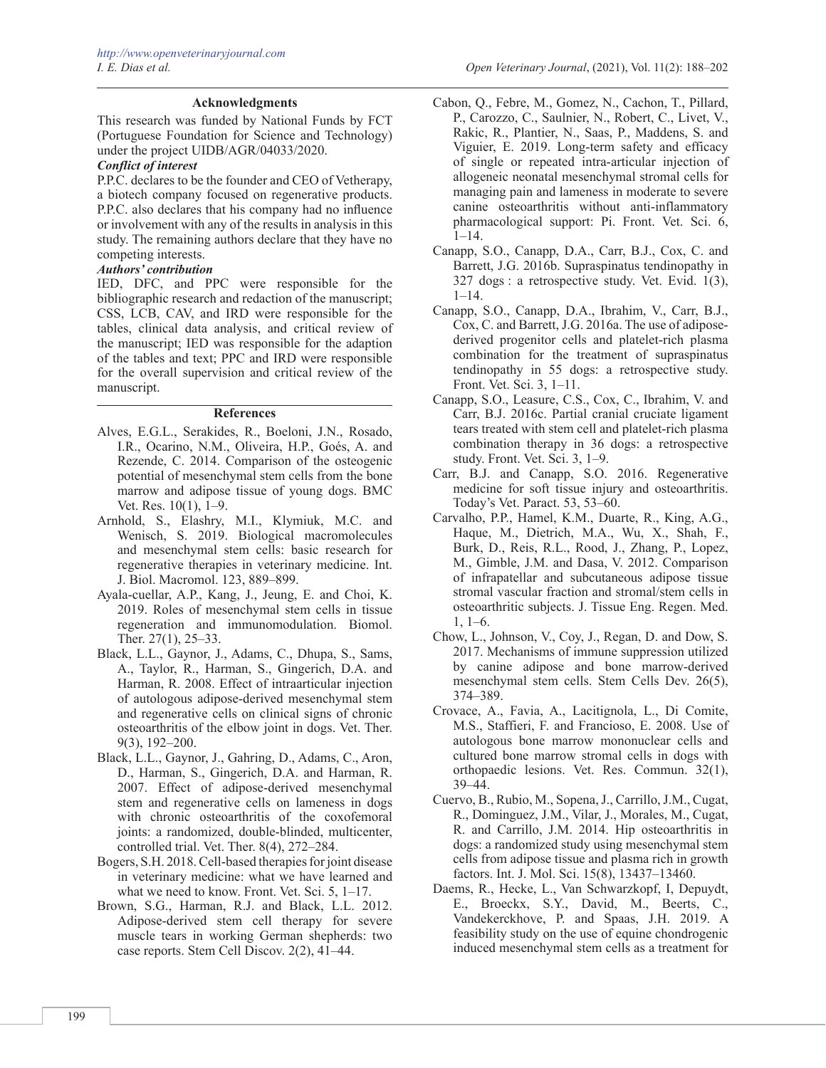### Acknowledgments

This research was funded by National Funds by FCT (Portuguese Foundation for Science and Technology) under the project UIDB/AGR/04033/2020.

### *Conflict of interest*

P.P.C. declares to be the founder and CEO of Vetherapy, a biotech company focused on regenerative products. P.P.C. also declares that his company had no influence or involvement with any of the results in analysis in this study. The remaining authors declare that they have no competing interests.

### *Authors' contribution*

IED, DFC, and PPC were responsible for the bibliographic research and redaction of the manuscript; CSS, LCB, CAV, and IRD were responsible for the tables, clinical data analysis, and critical review of the manuscript; IED was responsible for the adaption of the tables and text; PPC and IRD were responsible for the overall supervision and critical review of the manuscript.

### References

Alves, E.G.L., Serakides, R., Boeloni, J.N., Rosado, I.R., Ocarino, N.M., Oliveira, H.P., Goés, A. and Rezende, C. 2014. Comparison of the osteogenic potential of mesenchymal stem cells from the bone marrow and adipose tissue of young dogs. BMC Vet. Res. 10(1), 1–9.

Arnhold, S., Elashry, M.I., Klymiuk, M.C. and Wenisch, S. 2019. Biological macromolecules and mesenchymal stem cells: basic research for regenerative therapies in veterinary medicine. Int. J. Biol. Macromol. 123, 889–899.

Ayala-cuellar, A.P., Kang, J., Jeung, E. and Choi, K. 2019. Roles of mesenchymal stem cells in tissue regeneration and immunomodulation. Biomol. Ther. 27(1), 25–33.

Black, L.L., Gaynor, J., Adams, C., Dhupa, S., Sams, A., Taylor, R., Harman, S., Gingerich, D.A. and Harman, R. 2008. Effect of intraarticular injection of autologous adipose-derived mesenchymal stem and regenerative cells on clinical signs of chronic osteoarthritis of the elbow joint in dogs. Vet. Ther. 9(3), 192–200.

Black, L.L., Gaynor, J., Gahring, D., Adams, C., Aron, D., Harman, S., Gingerich, D.A. and Harman, R. 2007. Effect of adipose-derived mesenchymal stem and regenerative cells on lameness in dogs with chronic osteoarthritis of the coxofemoral joints: a randomized, double-blinded, multicenter, controlled trial. Vet. Ther. 8(4), 272–284.

Bogers, S.H. 2018. Cell-based therapies for joint disease in veterinary medicine: what we have learned and what we need to know. Front. Vet. Sci. 5, 1–17.

Brown, S.G., Harman, R.J. and Black, L.L. 2012. Adipose-derived stem cell therapy for severe muscle tears in working German shepherds: two case reports. Stem Cell Discov. 2(2), 41–44.

Cabon, Q., Febre, M., Gomez, N., Cachon, T., Pillard, P., Carozzo, C., Saulnier, N., Robert, C., Livet, V., Rakic, R., Plantier, N., Saas, P., Maddens, S. and Viguier, E. 2019. Long-term safety and efficacy of single or repeated intra-articular injection of allogeneic neonatal mesenchymal stromal cells for managing pain and lameness in moderate to severe canine osteoarthritis without anti-inflammatory pharmacological support: Pi. Front. Vet. Sci. 6, 1–14.

Canapp, S.O., Canapp, D.A., Carr, B.J., Cox, C. and Barrett, J.G. 2016b. Supraspinatus tendinopathy in 327 dogs : a retrospective study. Vet. Evid. 1(3), 1–14.

Canapp, S.O., Canapp, D.A., Ibrahim, V., Carr, B.J., Cox, C. and Barrett, J.G. 2016a. The use of adipose-derived progenitor cells and platelet-rich plasma combination for the treatment of supraspinatus tendinopathy in 55 dogs: a retrospective study. Front. Vet. Sci. 3, 1–11.

Canapp, S.O., Leasure, C.S., Cox, C., Ibrahim, V. and Carr, B.J. 2016c. Partial cranial cruciate ligament tears treated with stem cell and platelet-rich plasma combination therapy in 36 dogs: a retrospective study. Front. Vet. Sci. 3, 1–9.

Carr, B.J. and Canapp, S.O. 2016. Regenerative medicine for soft tissue injury and osteoarthritis. Today's Vet. Paract. 53, 53–60.

Carvalho, P.P., Hamel, K.M., Duarte, R., King, A.G., Haque, M., Dietrich, M.A., Wu, X., Shah, F., Burk, D., Reis, R.L., Rood, J., Zhang, P., Lopez, M., Gimble, J.M. and Dasa, V. 2012. Comparison of infrapatellar and subcutaneous adipose tissue stromal vascular fraction and stromal/stem cells in osteoarthritic subjects. J. Tissue Eng. Regen. Med. 1, 1–6.

Chow, L., Johnson, V., Coy, J., Regan, D. and Dow, S. 2017. Mechanisms of immune suppression utilized by canine adipose and bone marrow-derived mesenchymal stem cells. Stem Cells Dev. 26(5), 374–389.

Crovace, A., Favia, A., Lacitignola, L., Di Comite, M.S., Staffieri, F. and Francioso, E. 2008. Use of autologous bone marrow mononuclear cells and cultured bone marrow stromal cells in dogs with orthopaedic lesions. Vet. Res. Commun. 32(1), 39–44.

Cuervo, B., Rubio, M., Sopena, J., Carrillo, J.M., Cugat, R., Dominguez, J.M., Vilar, J., Morales, M., Cugat, R. and Carrillo, J.M. 2014. Hip osteoarthritis in dogs: a randomized study using mesenchymal stem cells from adipose tissue and plasma rich in growth factors. Int. J. Mol. Sci. 15(8), 13437–13460.

Daems, R., Hecke, L., Van Schwarzkopf, I, Depuydt, E., Broeckx, S.Y., David, M., Beerts, C., Vandekerckhove, P. and Spaas, J.H. 2019. A feasibility study on the use of equine chondrogenic induced mesenchymal stem cells as a treatment for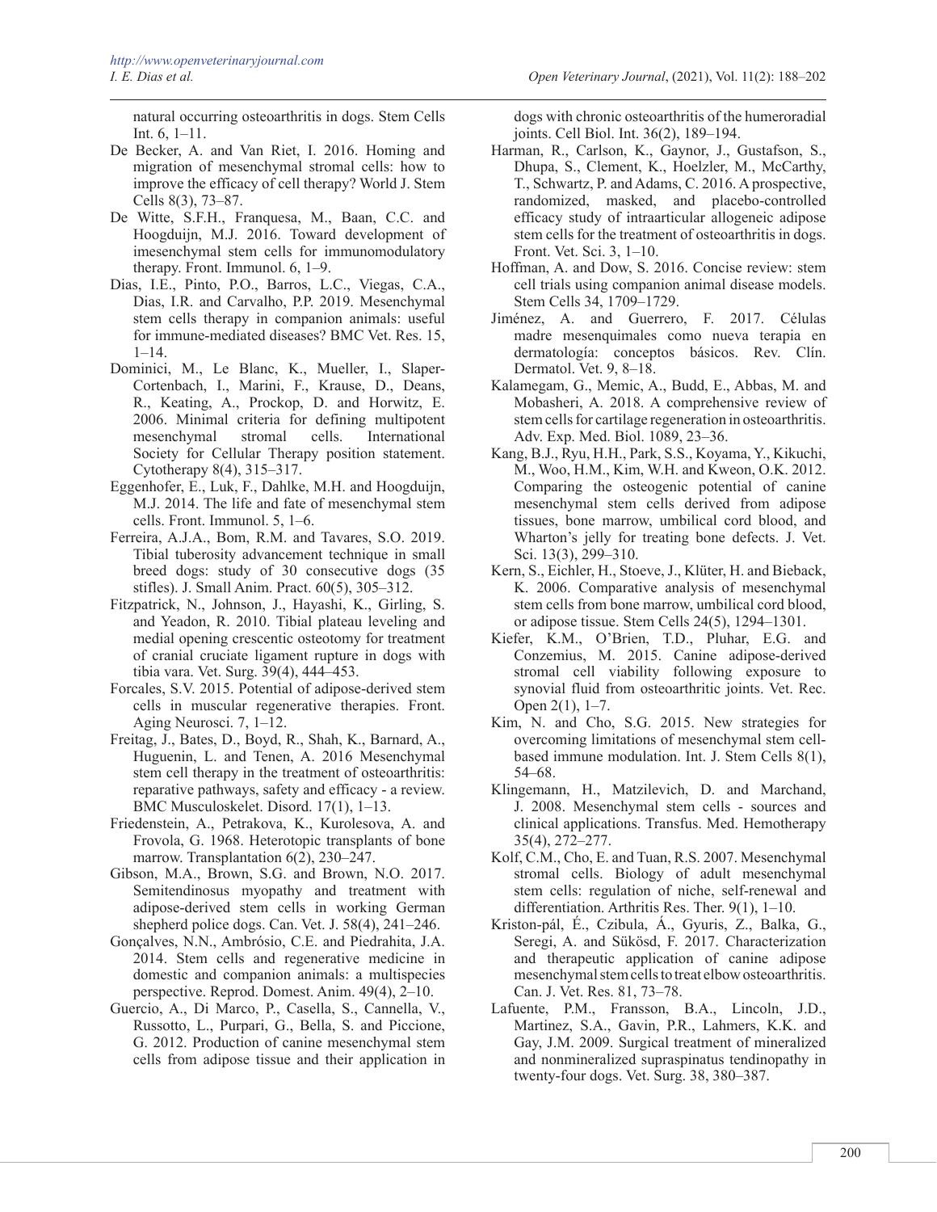natural occurring osteoarthritis in dogs. Stem Cells Int. 6, 1–11.

De Becker, A. and Van Riet, I. 2016. Homing and migration of mesenchymal stromal cells: how to improve the efficacy of cell therapy? World J. Stem Cells 8(3), 73–87.

De Witte, S.F.H., Franquesa, M., Baan, C.C. and Hoogduijn, M.J. 2016. Toward development of imesenchymal stem cells for immunomodulatory therapy. Front. Immunol. 6, 1–9.

Dias, I.E., Pinto, P.O., Barros, L.C., Viegas, C.A., Dias, I.R. and Carvalho, P.P. 2019. Mesenchymal stem cells therapy in companion animals: useful for immune-mediated diseases? BMC Vet. Res. 15, 1–14.

Dominici, M., Le Blanc, K., Mueller, I., Slaper-Cortenbach, I., Marini, F., Krause, D., Deans, R., Keating, A., Prockop, D. and Horwitz, E. 2006. Minimal criteria for defining multipotent mesenchymal stromal cells. International Society for Cellular Therapy position statement. Cytotherapy 8(4), 315–317.

Eggenhofer, E., Luk, F., Dahlke, M.H. and Hoogduijn, M.J. 2014. The life and fate of mesenchymal stem cells. Front. Immunol. 5, 1–6.

Ferreira, A.J.A., Bom, R.M. and Tavares, S.O. 2019. Tibial tuberosity advancement technique in small breed dogs: study of 30 consecutive dogs (35 stifles). J. Small Anim. Pract. 60(5), 305–312.

Fitzpatrick, N., Johnson, J., Hayashi, K., Girling, S. and Yeadon, R. 2010. Tibial plateau leveling and medial opening crescentic osteotomy for treatment of cranial cruciate ligament rupture in dogs with tibia vara. Vet. Surg. 39(4), 444–453.

Forcales, S.V. 2015. Potential of adipose-derived stem cells in muscular regenerative therapies. Front. Aging Neurosci. 7, 1–12.

Freitag, J., Bates, D., Boyd, R., Shah, K., Barnard, A., Huguenin, L. and Tenen, A. 2016 Mesenchymal stem cell therapy in the treatment of osteoarthritis: reparative pathways, safety and efficacy - a review. BMC Musculoskelet. Disord. 17(1), 1–13.

Friedenstein, A., Petrakova, K., Kurolesova, A. and Frovola, G. 1968. Heterotopic transplants of bone marrow. Transplantation 6(2), 230–247.

Gibson, M.A., Brown, S.G. and Brown, N.O. 2017. Semitendinosus myopathy and treatment with adipose-derived stem cells in working German shepherd police dogs. Can. Vet. J. 58(4), 241–246.

Gonçalves, N.N., Ambrósio, C.E. and Piedrahita, J.A. 2014. Stem cells and regenerative medicine in domestic and companion animals: a multispecies perspective. Reprod. Domest. Anim. 49(4), 2–10.

Guercio, A., Di Marco, P., Casella, S., Cannella, V., Russotto, L., Purpari, G., Bella, S. and Piccione, G. 2012. Production of canine mesenchymal stem cells from adipose tissue and their application in dogs with chronic osteoarthritis of the humeroradial joints. Cell Biol. Int. 36(2), 189–194.

Harman, R., Carlson, K., Gaynor, J., Gustafson, S., Dhupa, S., Clement, K., Hoelzler, M., McCarthy, T., Schwartz, P. and Adams, C. 2016. A prospective, randomized, masked, and placebo-controlled efficacy study of intraarticular allogeneic adipose stem cells for the treatment of osteoarthritis in dogs. Front. Vet. Sci. 3, 1–10.

Hoffman, A. and Dow, S. 2016. Concise review: stem cell trials using companion animal disease models. Stem Cells 34, 1709–1729.

Jiménez, A. and Guerrero, F. 2017. Células madre mesenquimales como nueva terapia en dermatología: conceptos básicos. Rev. Clín. Dermatol. Vet. 9, 8–18.

Kalamegam, G., Memic, A., Budd, E., Abbas, M. and Mobasheri, A. 2018. A comprehensive review of stem cells for cartilage regeneration in osteoarthritis. Adv. Exp. Med. Biol. 1089, 23–36.

Kang, B.J., Ryu, H.H., Park, S.S., Koyama, Y., Kikuchi, M., Woo, H.M., Kim, W.H. and Kweon, O.K. 2012. Comparing the osteogenic potential of canine mesenchymal stem cells derived from adipose tissues, bone marrow, umbilical cord blood, and Wharton's jelly for treating bone defects. J. Vet. Sci. 13(3), 299–310.

Kern, S., Eichler, H., Stoeve, J., Klüter, H. and Bieback, K. 2006. Comparative analysis of mesenchymal stem cells from bone marrow, umbilical cord blood, or adipose tissue. Stem Cells 24(5), 1294–1301.

Kiefer, K.M., O'Brien, T.D., Pluhar, E.G. and Conzemius, M. 2015. Canine adipose-derived stromal cell viability following exposure to synovial fluid from osteoarthritic joints. Vet. Rec. Open 2(1), 1–7.

Kim, N. and Cho, S.G. 2015. New strategies for overcoming limitations of mesenchymal stem cell-based immune modulation. Int. J. Stem Cells 8(1), 54–68.

Klingemann, H., Matzilevich, D. and Marchand, J. 2008. Mesenchymal stem cells - sources and clinical applications. Transfus. Med. Hemotherapy 35(4), 272–277.

Kolf, C.M., Cho, E. and Tuan, R.S. 2007. Mesenchymal stromal cells. Biology of adult mesenchymal stem cells: regulation of niche, self-renewal and differentiation. Arthritis Res. Ther. 9(1), 1–10.

Kriston-pál, É., Czibula, Á., Gyuris, Z., Balka, G., Seregi, A. and Sükösd, F. 2017. Characterization and therapeutic application of canine adipose mesenchymal stem cells to treat elbow osteoarthritis. Can. J. Vet. Res. 81, 73–78.

Lafuente, P.M., Fransson, B.A., Lincoln, J.D., Martinez, S.A., Gavin, P.R., Lahmers, K.K. and Gay, J.M. 2009. Surgical treatment of mineralized and nonmineralized supraspinatus tendinopathy in twenty-four dogs. Vet. Surg. 38, 380–387.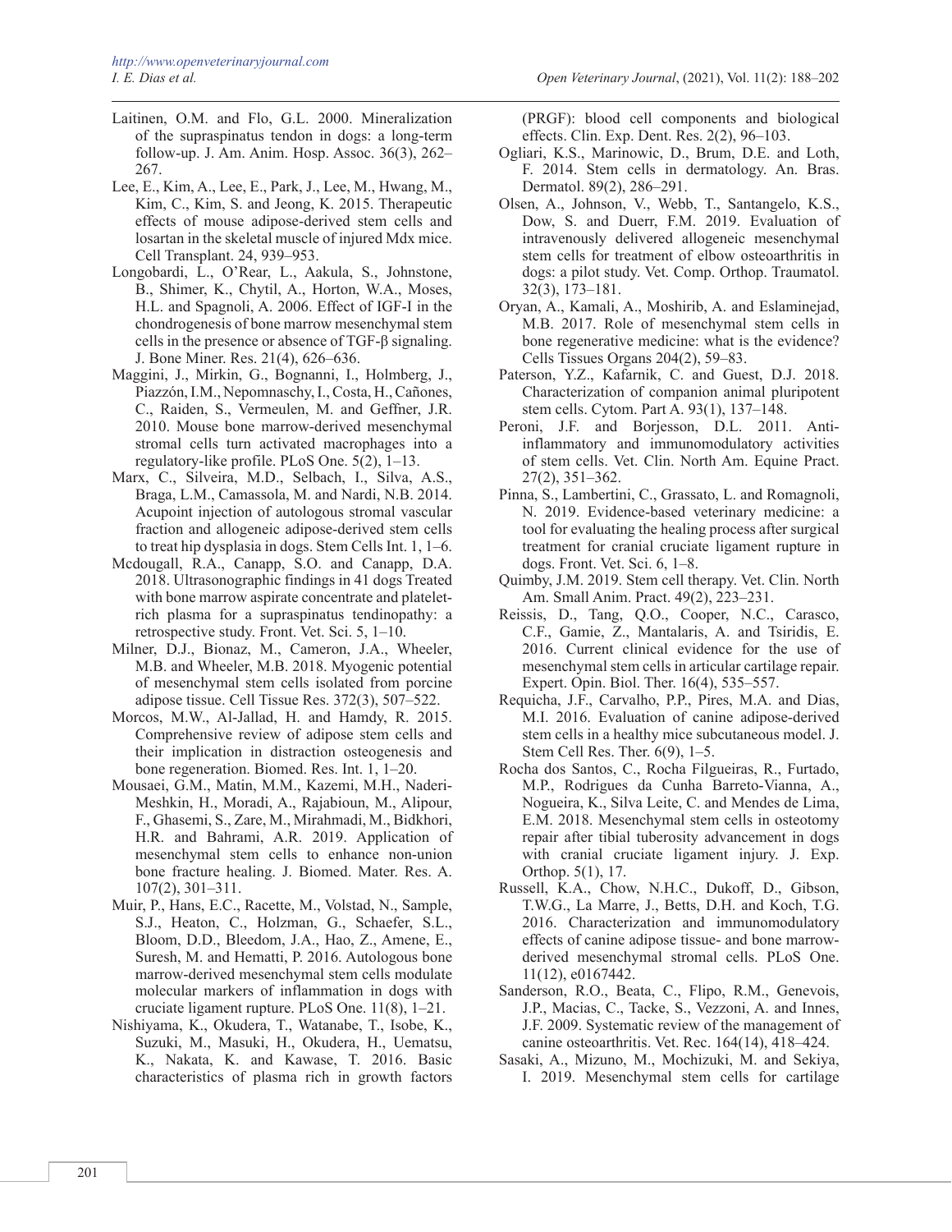Laitinen, O.M. and Flo, G.L. 2000. Mineralization of the supraspinatus tendon in dogs: a long-term follow-up. J. Am. Anim. Hosp. Assoc. 36(3), 262–267.

Lee, E., Kim, A., Lee, E., Park, J., Lee, M., Hwang, M., Kim, C., Kim, S. and Jeong, K. 2015. Therapeutic effects of mouse adipose-derived stem cells and losartan in the skeletal muscle of injured Mdx mice. Cell Transplant. 24, 939–953.

Longobardi, L., O'Rear, L., Aakula, S., Johnstone, B., Shimer, K., Chytil, A., Horton, W.A., Moses, H.L. and Spagnoli, A. 2006. Effect of IGF-I in the chondrogenesis of bone marrow mesenchymal stem cells in the presence or absence of TGF-β signaling. J. Bone Miner. Res. 21(4), 626–636.

Maggini, J., Mirkin, G., Bognanni, I., Holmberg, J., Piazzón, I.M., Nepomnaschy, I., Costa, H., Cañones, C., Raiden, S., Vermeulen, M. and Geffner, J.R. 2010. Mouse bone marrow-derived mesenchymal stromal cells turn activated macrophages into a regulatory-like profile. PLoS One. 5(2), 1–13.

Marx, C., Silveira, M.D., Selbach, I., Silva, A.S., Braga, L.M., Camassola, M. and Nardi, N.B. 2014. Acupoint injection of autologous stromal vascular fraction and allogeneic adipose-derived stem cells to treat hip dysplasia in dogs. Stem Cells Int. 1, 1–6.

Mcdougall, R.A., Canapp, S.O. and Canapp, D.A. 2018. Ultrasonographic findings in 41 dogs Treated with bone marrow aspirate concentrate and platelet-rich plasma for a supraspinatus tendinopathy: a retrospective study. Front. Vet. Sci. 5, 1–10.

Milner, D.J., Bionaz, M., Cameron, J.A., Wheeler, M.B. and Wheeler, M.B. 2018. Myogenic potential of mesenchymal stem cells isolated from porcine adipose tissue. Cell Tissue Res. 372(3), 507–522.

Morcos, M.W., Al-Jallad, H. and Hamdy, R. 2015. Comprehensive review of adipose stem cells and their implication in distraction osteogenesis and bone regeneration. Biomed. Res. Int. 1, 1–20.

Mousaei, G.M., Matin, M.M., Kazemi, M.H., Naderi-Meshkin, H., Moradi, A., Rajabioun, M., Alipour, F., Ghasemi, S., Zare, M., Mirahmadi, M., Bidkhori, H.R. and Bahrami, A.R. 2019. Application of mesenchymal stem cells to enhance non-union bone fracture healing. J. Biomed. Mater. Res. A. 107(2), 301–311.

Muir, P., Hans, E.C., Racette, M., Volstad, N., Sample, S.J., Heaton, C., Holzman, G., Schaefer, S.L., Bloom, D.D., Bleedom, J.A., Hao, Z., Amene, E., Suresh, M. and Hematti, P. 2016. Autologous bone marrow-derived mesenchymal stem cells modulate molecular markers of inflammation in dogs with cruciate ligament rupture. PLoS One. 11(8), 1–21.

Nishiyama, K., Okudera, T., Watanabe, T., Isobe, K., Suzuki, M., Masuki, H., Okudera, H., Uematsu, K., Nakata, K. and Kawase, T. 2016. Basic characteristics of plasma rich in growth factors (PRGF): blood cell components and biological effects. Clin. Exp. Dent. Res. 2(2), 96–103.

Ogliari, K.S., Marinowic, D., Brum, D.E. and Loth, F. 2014. Stem cells in dermatology. An. Bras. Dermatol. 89(2), 286–291.

Olsen, A., Johnson, V., Webb, T., Santangelo, K.S., Dow, S. and Duerr, F.M. 2019. Evaluation of intravenously delivered allogeneic mesenchymal stem cells for treatment of elbow osteoarthritis in dogs: a pilot study. Vet. Comp. Orthop. Traumatol. 32(3), 173–181.

Oryan, A., Kamali, A., Moshirib, A. and Eslaminejad, M.B. 2017. Role of mesenchymal stem cells in bone regenerative medicine: what is the evidence? Cells Tissues Organs 204(2), 59–83.

Paterson, Y.Z., Kafarnik, C. and Guest, D.J. 2018. Characterization of companion animal pluripotent stem cells. Cytom. Part A. 93(1), 137–148.

Peroni, J.F. and Borjesson, D.L. 2011. Anti-inflammatory and immunomodulatory activities of stem cells. Vet. Clin. North Am. Equine Pract. 27(2), 351–362.

Pinna, S., Lambertini, C., Grassato, L. and Romagnoli, N. 2019. Evidence-based veterinary medicine: a tool for evaluating the healing process after surgical treatment for cranial cruciate ligament rupture in dogs. Front. Vet. Sci. 6, 1–8.

Quimby, J.M. 2019. Stem cell therapy. Vet. Clin. North Am. Small Anim. Pract. 49(2), 223–231.

Reissis, D., Tang, Q.O., Cooper, N.C., Carasco, C.F., Gamie, Z., Mantalaris, A. and Tsiridis, E. 2016. Current clinical evidence for the use of mesenchymal stem cells in articular cartilage repair. Expert. Opin. Biol. Ther. 16(4), 535–557.

Requicha, J.F., Carvalho, P.P., Pires, M.A. and Dias, M.I. 2016. Evaluation of canine adipose-derived stem cells in a healthy mice subcutaneous model. J. Stem Cell Res. Ther. 6(9), 1–5.

Rocha dos Santos, C., Rocha Filgueiras, R., Furtado, M.P., Rodrigues da Cunha Barreto-Vianna, A., Nogueira, K., Silva Leite, C. and Mendes de Lima, E.M. 2018. Mesenchymal stem cells in osteotomy repair after tibial tuberosity advancement in dogs with cranial cruciate ligament injury. J. Exp. Orthop. 5(1), 17.

Russell, K.A., Chow, N.H.C., Dukoff, D., Gibson, T.W.G., La Marre, J., Betts, D.H. and Koch, T.G. 2016. Characterization and immunomodulatory effects of canine adipose tissue- and bone marrow-derived mesenchymal stromal cells. PLoS One. 11(12), e0167442.

Sanderson, R.O., Beata, C., Flipo, R.M., Genevois, J.P., Macias, C., Tacke, S., Vezzoni, A. and Innes, J.F. 2009. Systematic review of the management of canine osteoarthritis. Vet. Rec. 164(14), 418–424.

Sasaki, A., Mizuno, M., Mochizuki, M. and Sekiya, I. 2019. Mesenchymal stem cells for cartilage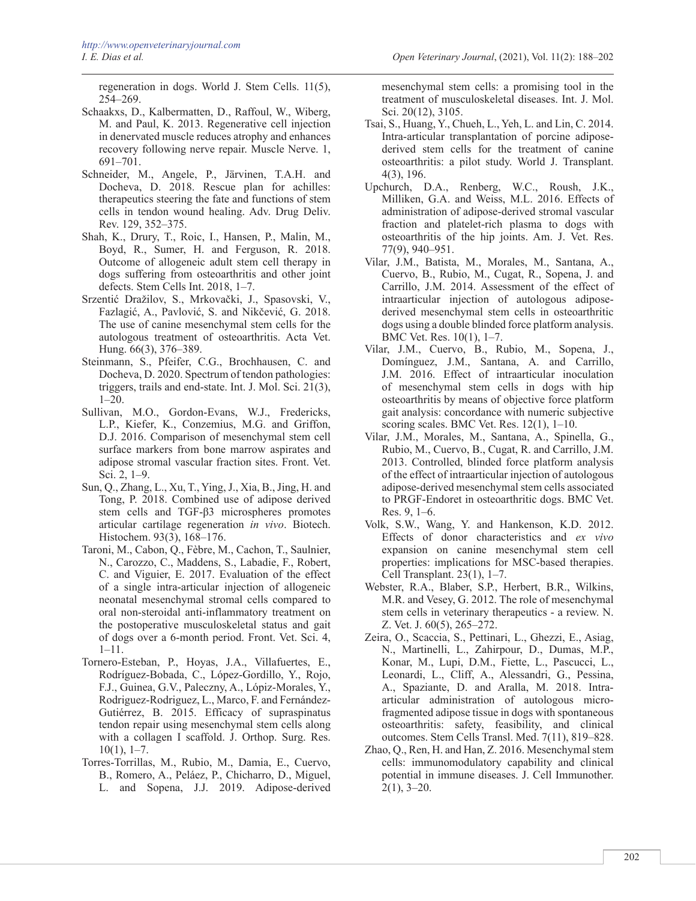regeneration in dogs. World J. Stem Cells. 11(5), 254–269.

Schaakxs, D., Kalbermatten, D., Raffoul, W., Wiberg, M. and Paul, K. 2013. Regenerative cell injection in denervated muscle reduces atrophy and enhances recovery following nerve repair. Muscle Nerve. 1, 691–701.

Schneider, M., Angele, P., Järvinen, T.A.H. and Docheva, D. 2018. Rescue plan for achilles: therapeutics steering the fate and functions of stem cells in tendon wound healing. Adv. Drug Deliv. Rev. 129, 352–375.

Shah, K., Drury, T., Roic, I., Hansen, P., Malin, M., Boyd, R., Sumer, H. and Ferguson, R. 2018. Outcome of allogeneic adult stem cell therapy in dogs suffering from osteoarthritis and other joint defects. Stem Cells Int. 2018, 1–7.

Srzentić Dražilov, S., Mrkovački, J., Spasovski, V., Fazlagić, A., Pavlović, S. and Nikčević, G. 2018. The use of canine mesenchymal stem cells for the autologous treatment of osteoarthritis. Acta Vet. Hung. 66(3), 376–389.

Steinmann, S., Pfeifer, C.G., Brochhausen, C. and Docheva, D. 2020. Spectrum of tendon pathologies: triggers, trails and end-state. Int. J. Mol. Sci. 21(3), 1–20.

Sullivan, M.O., Gordon-Evans, W.J., Fredericks, L.P., Kiefer, K., Conzemius, M.G. and Griffon, D.J. 2016. Comparison of mesenchymal stem cell surface markers from bone marrow aspirates and adipose stromal vascular fraction sites. Front. Vet. Sci. 2, 1–9.

Sun, Q., Zhang, L., Xu, T., Ying, J., Xia, B., Jing, H. and Tong, P. 2018. Combined use of adipose derived stem cells and TGF-β3 microspheres promotes articular cartilage regeneration *in vivo*. Biotech. Histochem. 93(3), 168–176.

Taroni, M., Cabon, Q., Fèbre, M., Cachon, T., Saulnier, N., Carozzo, C., Maddens, S., Labadie, F., Robert, C. and Viguier, E. 2017. Evaluation of the effect of a single intra-articular injection of allogeneic neonatal mesenchymal stromal cells compared to oral non-steroidal anti-inflammatory treatment on the postoperative musculoskeletal status and gait of dogs over a 6-month period. Front. Vet. Sci. 4, 1–11.

Tornero-Esteban, P., Hoyas, J.A., Villafuertes, E., Rodríguez-Bobada, C., López-Gordillo, Y., Rojo, F.J., Guinea, G.V., Paleczny, A., Lópiz-Morales, Y., Rodriguez-Rodriguez, L., Marco, F. and Fernández-Gutiérrez, B. 2015. Efficacy of supraspinatus tendon repair using mesenchymal stem cells along with a collagen I scaffold. J. Orthop. Surg. Res. 10(1), 1–7.

Torres-Torrillas, M., Rubio, M., Damia, E., Cuervo, B., Romero, A., Peláez, P., Chicharro, D., Miguel, L. and Sopena, J.J. 2019. Adipose-derived mesenchymal stem cells: a promising tool in the treatment of musculoskeletal diseases. Int. J. Mol. Sci. 20(12), 3105.

Tsai, S., Huang, Y., Chueh, L., Yeh, L. and Lin, C. 2014. Intra-articular transplantation of porcine adipose-derived stem cells for the treatment of canine osteoarthritis: a pilot study. World J. Transplant. 4(3), 196.

Upchurch, D.A., Renberg, W.C., Roush, J.K., Milliken, G.A. and Weiss, M.L. 2016. Effects of administration of adipose-derived stromal vascular fraction and platelet-rich plasma to dogs with osteoarthritis of the hip joints. Am. J. Vet. Res. 77(9), 940–951.

Vilar, J.M., Batista, M., Morales, M., Santana, A., Cuervo, B., Rubio, M., Cugat, R., Sopena, J. and Carrillo, J.M. 2014. Assessment of the effect of intraarticular injection of autologous adipose-derived mesenchymal stem cells in osteoarthritic dogs using a double blinded force platform analysis. BMC Vet. Res. 10(1), 1–7.

Vilar, J.M., Cuervo, B., Rubio, M., Sopena, J., Domínguez, J.M., Santana, A. and Carrillo, J.M. 2016. Effect of intraarticular inoculation of mesenchymal stem cells in dogs with hip osteoarthritis by means of objective force platform gait analysis: concordance with numeric subjective scoring scales. BMC Vet. Res. 12(1), 1–10.

Vilar, J.M., Morales, M., Santana, A., Spinella, G., Rubio, M., Cuervo, B., Cugat, R. and Carrillo, J.M. 2013. Controlled, blinded force platform analysis of the effect of intraarticular injection of autologous adipose-derived mesenchymal stem cells associated to PRGF-Endoret in osteoarthritic dogs. BMC Vet. Res. 9, 1–6.

Volk, S.W., Wang, Y. and Hankenson, K.D. 2012. Effects of donor characteristics and *ex vivo* expansion on canine mesenchymal stem cell properties: implications for MSC-based therapies. Cell Transplant. 23(1), 1–7.

Webster, R.A., Blaber, S.P., Herbert, B.R., Wilkins, M.R. and Vesey, G. 2012. The role of mesenchymal stem cells in veterinary therapeutics - a review. N. Z. Vet. J. 60(5), 265–272.

Zeira, O., Scaccia, S., Pettinari, L., Ghezzi, E., Asiag, N., Martinelli, L., Zahirpour, D., Dumas, M.P., Konar, M., Lupi, D.M., Fiette, L., Pascucci, L., Leonardi, L., Cliff, A., Alessandri, G., Pessina, A., Spaziante, D. and Aralla, M. 2018. Intra-articular administration of autologous micro-fragmented adipose tissue in dogs with spontaneous osteoarthritis: safety, feasibility, and clinical outcomes. Stem Cells Transl. Med. 7(11), 819–828.

Zhao, Q., Ren, H. and Han, Z. 2016. Mesenchymal stem cells: immunomodulatory capability and clinical potential in immune diseases. J. Cell Immunother. 2(1), 3–20.